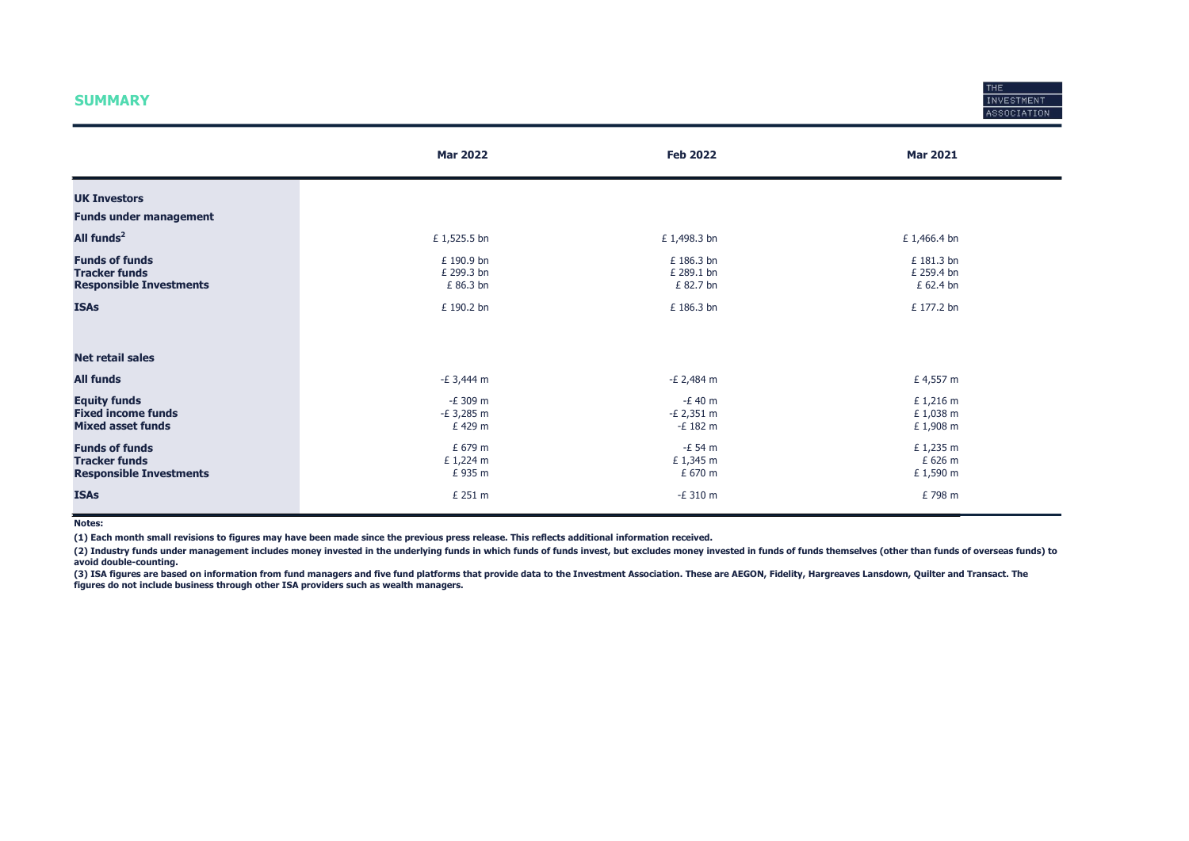## SUMMARY

| | Mar 2022 | Feb 2022 | Mar 2021 |
|---|---|---|---|
| **UK Investors** | | | |
| **Funds under management** | | | |
| **All funds**[2] | £ 1,525.5 bn | £ 1,498.3 bn | £ 1,466.4 bn |
| **Funds of funds** | £ 190.9 bn | £ 186.3 bn | £ 181.3 bn |
| **Tracker funds** | £ 299.3 bn | £ 289.1 bn | £ 259.4 bn |
| **Responsible Investments** | £ 86.3 bn | £ 82.7 bn | £ 62.4 bn |
| **ISAs** | £ 190.2 bn | £ 186.3 bn | £ 177.2 bn |
| **Net retail sales** | | | |
| **All funds** | -£ 3,444 m | -£ 2,484 m | £ 4,557 m |
| **Equity funds** | -£ 309 m | -£ 40 m | £ 1,216 m |
| **Fixed income funds** | -£ 3,285 m | -£ 2,351 m | £ 1,038 m |
| **Mixed asset funds** | £ 429 m | -£ 182 m | £ 1,908 m |
| **Funds of funds** | £ 679 m | -£ 54 m | £ 1,235 m |
| **Tracker funds** | £ 1,224 m | £ 1,345 m | £ 626 m |
| **Responsible Investments** | £ 935 m | £ 670 m | £ 1,590 m |
| **ISAs** | £ 251 m | -£ 310 m | £ 798 m |

**Notes:**

**(1) Each month small revisions to figures may have been made since the previous press release. This reflects additional information received.**

**(2) Industry funds under management includes money invested in the underlying funds in which funds of funds invest, but excludes money invested in funds of funds themselves (other than funds of overseas funds) to avoid double-counting.**

**(3) ISA figures are based on information from fund managers and five fund platforms that provide data to the Investment Association. These are AEGON, Fidelity, Hargreaves Lansdown, Quilter and Transact. The figures do not include business through other ISA providers such as wealth managers.**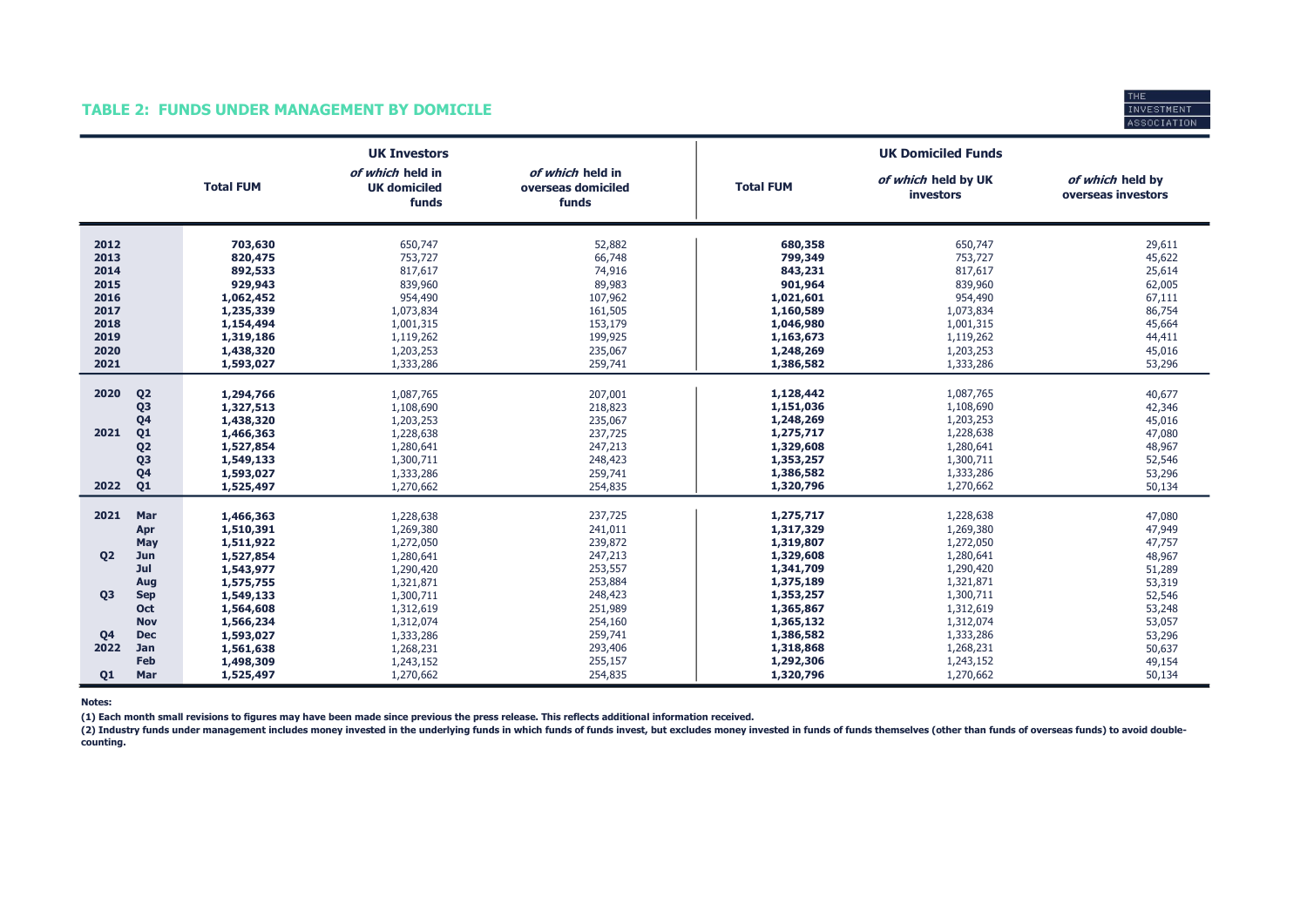## TABLE 2: FUNDS UNDER MANAGEMENT BY DOMICILE

| | | UK Investors | | | UK Domiciled Funds | | |
|---|---|---|---|---|---|---|---|
| | | **Total FUM** | ***of which* held in UK domiciled funds** | ***of which* held in overseas domiciled funds** | **Total FUM** | ***of which* held by UK investors** | ***of which* held by overseas investors** |
| **2012** | | **703,630** | 650,747 | 52,882 | **680,358** | 650,747 | 29,611 |
| **2013** | | **820,475** | 753,727 | 66,748 | **799,349** | 753,727 | 45,622 |
| **2014** | | **892,533** | 817,617 | 74,916 | **843,231** | 817,617 | 25,614 |
| **2015** | | **929,943** | 839,960 | 89,983 | **901,964** | 839,960 | 62,005 |
| **2016** | | **1,062,452** | 954,490 | 107,962 | **1,021,601** | 954,490 | 67,111 |
| **2017** | | **1,235,339** | 1,073,834 | 161,505 | **1,160,589** | 1,073,834 | 86,754 |
| **2018** | | **1,154,494** | 1,001,315 | 153,179 | **1,046,980** | 1,001,315 | 45,664 |
| **2019** | | **1,319,186** | 1,119,262 | 199,925 | **1,163,673** | 1,119,262 | 44,411 |
| **2020** | | **1,438,320** | 1,203,253 | 235,067 | **1,248,269** | 1,203,253 | 45,016 |
| **2021** | | **1,593,027** | 1,333,286 | 259,741 | **1,386,582** | 1,333,286 | 53,296 |
| **2020** | **Q2** | **1,294,766** | 1,087,765 | 207,001 | **1,128,442** | 1,087,765 | 40,677 |
| | **Q3** | **1,327,513** | 1,108,690 | 218,823 | **1,151,036** | 1,108,690 | 42,346 |
| | **Q4** | **1,438,320** | 1,203,253 | 235,067 | **1,248,269** | 1,203,253 | 45,016 |
| **2021** | **Q1** | **1,466,363** | 1,228,638 | 237,725 | **1,275,717** | 1,228,638 | 47,080 |
| | **Q2** | **1,527,854** | 1,280,641 | 247,213 | **1,329,608** | 1,280,641 | 48,967 |
| | **Q3** | **1,549,133** | 1,300,711 | 248,423 | **1,353,257** | 1,300,711 | 52,546 |
| | **Q4** | **1,593,027** | 1,333,286 | 259,741 | **1,386,582** | 1,333,286 | 53,296 |
| **2022** | **Q1** | **1,525,497** | 1,270,662 | 254,835 | **1,320,796** | 1,270,662 | 50,134 |
| **2021** | **Mar** | **1,466,363** | 1,228,638 | 237,725 | **1,275,717** | 1,228,638 | 47,080 |
| | **Apr** | **1,510,391** | 1,269,380 | 241,011 | **1,317,329** | 1,269,380 | 47,949 |
| | **May** | **1,511,922** | 1,272,050 | 239,872 | **1,319,807** | 1,272,050 | 47,757 |
| **Q2** | **Jun** | **1,527,854** | 1,280,641 | 247,213 | **1,329,608** | 1,280,641 | 48,967 |
| | **Jul** | **1,543,977** | 1,290,420 | 253,557 | **1,341,709** | 1,290,420 | 51,289 |
| | **Aug** | **1,575,755** | 1,321,871 | 253,884 | **1,375,189** | 1,321,871 | 53,319 |
| **Q3** | **Sep** | **1,549,133** | 1,300,711 | 248,423 | **1,353,257** | 1,300,711 | 52,546 |
| | **Oct** | **1,564,608** | 1,312,619 | 251,989 | **1,365,867** | 1,312,619 | 53,248 |
| | **Nov** | **1,566,234** | 1,312,074 | 254,160 | **1,365,132** | 1,312,074 | 53,057 |
| **Q4** | **Dec** | **1,593,027** | 1,333,286 | 259,741 | **1,386,582** | 1,333,286 | 53,296 |
| **2022** | **Jan** | **1,561,638** | 1,268,231 | 293,406 | **1,318,868** | 1,268,231 | 50,637 |
| | **Feb** | **1,498,309** | 1,243,152 | 255,157 | **1,292,306** | 1,243,152 | 49,154 |
| **Q1** | **Mar** | **1,525,497** | 1,270,662 | 254,835 | **1,320,796** | 1,270,662 | 50,134 |

**Notes:**

**(1) Each month small revisions to figures may have been made since previous the press release. This reflects additional information received.**

**(2) Industry funds under management includes money invested in the underlying funds in which funds of funds invest, but excludes money invested in funds of funds themselves (other than funds of overseas funds) to avoid double-counting.**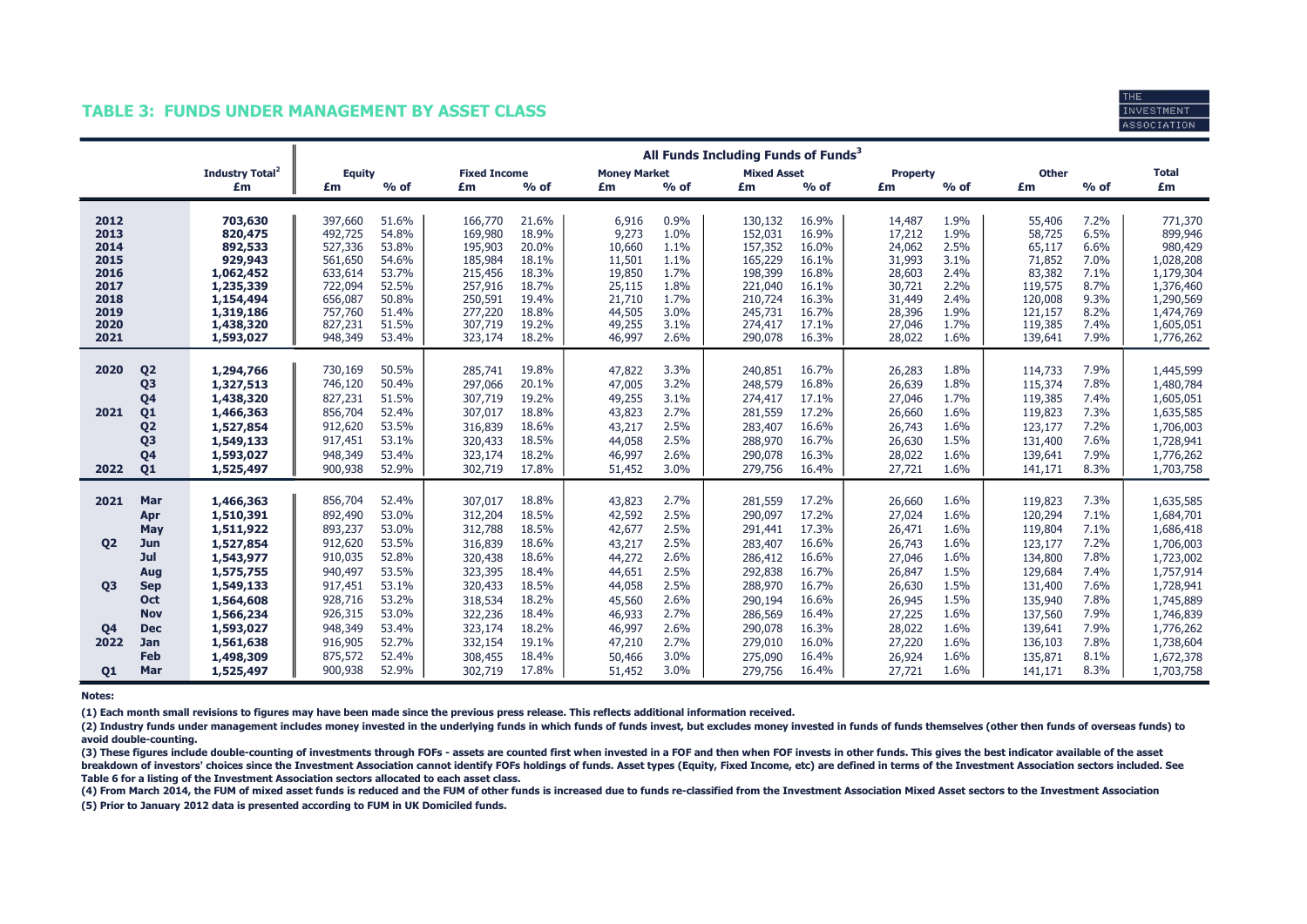## TABLE 3: FUNDS UNDER MANAGEMENT BY ASSET CLASS

THE INVESTMENT ASSOCIATION

| | | Industry Total[2] | All Funds Including Funds of Funds[3] | | | | | | | | | | | | | |
|---|---|---|---|---|---|---|---|---|---|---|---|---|---|---|---|---|
| | | | Equity | | Fixed Income | | Money Market | | Mixed Asset | | Property | | Other | | Total |
| | | £m | £m | % of | £m | % of | £m | % of | £m | % of | £m | % of | £m | % of | £m |
| 2012 | | 703,630 | 397,660 | 51.6% | 166,770 | 21.6% | 6,916 | 0.9% | 130,132 | 16.9% | 14,487 | 1.9% | 55,406 | 7.2% | 771,370 |
| 2013 | | 820,475 | 492,725 | 54.8% | 169,980 | 18.9% | 9,273 | 1.0% | 152,031 | 16.9% | 17,212 | 1.9% | 58,725 | 6.5% | 899,946 |
| 2014 | | 892,533 | 527,336 | 53.8% | 195,903 | 20.0% | 10,660 | 1.1% | 157,352 | 16.0% | 24,062 | 2.5% | 65,117 | 6.6% | 980,429 |
| 2015 | | 929,943 | 561,650 | 54.6% | 185,984 | 18.1% | 11,501 | 1.1% | 165,229 | 16.1% | 31,993 | 3.1% | 71,852 | 7.0% | 1,028,208 |
| 2016 | | 1,062,452 | 633,614 | 53.7% | 215,456 | 18.3% | 19,850 | 1.7% | 198,399 | 16.8% | 28,603 | 2.4% | 83,382 | 7.1% | 1,179,304 |
| 2017 | | 1,235,339 | 722,094 | 52.5% | 257,916 | 18.7% | 25,115 | 1.8% | 221,040 | 16.1% | 30,721 | 2.2% | 119,575 | 8.7% | 1,376,460 |
| 2018 | | 1,154,494 | 656,087 | 50.8% | 250,591 | 19.4% | 21,710 | 1.7% | 210,724 | 16.3% | 31,449 | 2.4% | 120,008 | 9.3% | 1,290,569 |
| 2019 | | 1,319,186 | 757,760 | 51.4% | 277,220 | 18.8% | 44,505 | 3.0% | 245,731 | 16.7% | 28,396 | 1.9% | 121,157 | 8.2% | 1,474,769 |
| 2020 | | 1,438,320 | 827,231 | 51.5% | 307,719 | 19.2% | 49,255 | 3.1% | 274,417 | 17.1% | 27,046 | 1.7% | 119,385 | 7.4% | 1,605,051 |
| 2021 | | 1,593,027 | 948,349 | 53.4% | 323,174 | 18.2% | 46,997 | 2.6% | 290,078 | 16.3% | 28,022 | 1.6% | 139,641 | 7.9% | 1,776,262 |
| 2020 | Q2 | 1,294,766 | 730,169 | 50.5% | 285,741 | 19.8% | 47,822 | 3.3% | 240,851 | 16.7% | 26,283 | 1.8% | 114,733 | 7.9% | 1,445,599 |
| | Q3 | 1,327,513 | 746,120 | 50.4% | 297,066 | 20.1% | 47,005 | 3.2% | 248,579 | 16.8% | 26,639 | 1.8% | 115,374 | 7.8% | 1,480,784 |
| | Q4 | 1,438,320 | 827,231 | 51.5% | 307,719 | 19.2% | 49,255 | 3.1% | 274,417 | 17.1% | 27,046 | 1.7% | 119,385 | 7.4% | 1,605,051 |
| 2021 | Q1 | 1,466,363 | 856,704 | 52.4% | 307,017 | 18.8% | 43,823 | 2.7% | 281,559 | 17.2% | 26,660 | 1.6% | 119,823 | 7.3% | 1,635,585 |
| | Q2 | 1,527,854 | 912,620 | 53.5% | 316,839 | 18.6% | 43,217 | 2.5% | 283,407 | 16.6% | 26,743 | 1.6% | 123,177 | 7.2% | 1,706,003 |
| | Q3 | 1,549,133 | 917,451 | 53.1% | 320,433 | 18.5% | 44,058 | 2.5% | 288,970 | 16.7% | 26,630 | 1.5% | 131,400 | 7.6% | 1,728,941 |
| | Q4 | 1,593,027 | 948,349 | 53.4% | 323,174 | 18.2% | 46,997 | 2.6% | 290,078 | 16.3% | 28,022 | 1.6% | 139,641 | 7.9% | 1,776,262 |
| 2022 | Q1 | 1,525,497 | 900,938 | 52.9% | 302,719 | 17.8% | 51,452 | 3.0% | 279,756 | 16.4% | 27,721 | 1.6% | 141,171 | 8.3% | 1,703,758 |
| 2021 | Mar | 1,466,363 | 856,704 | 52.4% | 307,017 | 18.8% | 43,823 | 2.7% | 281,559 | 17.2% | 26,660 | 1.6% | 119,823 | 7.3% | 1,635,585 |
| | Apr | 1,510,391 | 892,490 | 53.0% | 312,204 | 18.5% | 42,592 | 2.5% | 290,097 | 17.2% | 27,024 | 1.6% | 120,294 | 7.1% | 1,684,701 |
| | May | 1,511,922 | 893,237 | 53.0% | 312,788 | 18.5% | 42,677 | 2.5% | 291,441 | 17.3% | 26,471 | 1.6% | 119,804 | 7.1% | 1,686,418 |
| Q2 | Jun | 1,527,854 | 912,620 | 53.5% | 316,839 | 18.6% | 43,217 | 2.5% | 283,407 | 16.6% | 26,743 | 1.6% | 123,177 | 7.2% | 1,706,003 |
| | Jul | 1,543,977 | 910,035 | 52.8% | 320,438 | 18.6% | 44,272 | 2.6% | 286,412 | 16.6% | 27,046 | 1.6% | 134,800 | 7.8% | 1,723,002 |
| | Aug | 1,575,755 | 940,497 | 53.5% | 323,395 | 18.4% | 44,651 | 2.5% | 292,838 | 16.7% | 26,847 | 1.5% | 129,684 | 7.4% | 1,757,914 |
| Q3 | Sep | 1,549,133 | 917,451 | 53.1% | 320,433 | 18.5% | 44,058 | 2.5% | 288,970 | 16.7% | 26,630 | 1.5% | 131,400 | 7.6% | 1,728,941 |
| | Oct | 1,564,608 | 928,716 | 53.2% | 318,534 | 18.2% | 45,560 | 2.6% | 290,194 | 16.6% | 26,945 | 1.5% | 135,940 | 7.8% | 1,745,889 |
| | Nov | 1,566,234 | 926,315 | 53.0% | 322,236 | 18.4% | 46,933 | 2.7% | 286,569 | 16.4% | 27,225 | 1.6% | 137,560 | 7.9% | 1,746,839 |
| Q4 | Dec | 1,593,027 | 948,349 | 53.4% | 323,174 | 18.2% | 46,997 | 2.6% | 290,078 | 16.3% | 28,022 | 1.6% | 139,641 | 7.9% | 1,776,262 |
| 2022 | Jan | 1,561,638 | 916,905 | 52.7% | 332,154 | 19.1% | 47,210 | 2.7% | 279,010 | 16.0% | 27,220 | 1.6% | 136,103 | 7.8% | 1,738,604 |
| | Feb | 1,498,309 | 875,572 | 52.4% | 308,455 | 18.4% | 50,466 | 3.0% | 275,090 | 16.4% | 26,924 | 1.6% | 135,871 | 8.1% | 1,672,378 |
| Q1 | Mar | 1,525,497 | 900,938 | 52.9% | 302,719 | 17.8% | 51,452 | 3.0% | 279,756 | 16.4% | 27,721 | 1.6% | 141,171 | 8.3% | 1,703,758 |

**Notes:**

**(1) Each month small revisions to figures may have been made since the previous press release. This reflects additional information received.**

**(2) Industry funds under management includes money invested in the underlying funds in which funds of funds invest, but excludes money invested in funds of funds themselves (other then funds of overseas funds) to avoid double-counting.**

**(3) These figures include double-counting of investments through FOFs - assets are counted first when invested in a FOF and then when FOF invests in other funds. This gives the best indicator available of the asset breakdown of investors' choices since the Investment Association cannot identify FOFs holdings of funds. Asset types (Equity, Fixed Income, etc) are defined in terms of the Investment Association sectors included. See Table 6 for a listing of the Investment Association sectors allocated to each asset class.**

**(4) From March 2014, the FUM of mixed asset funds is reduced and the FUM of other funds is increased due to funds re-classified from the Investment Association Mixed Asset sectors to the Investment Association**

**(5) Prior to January 2012 data is presented according to FUM in UK Domiciled funds.**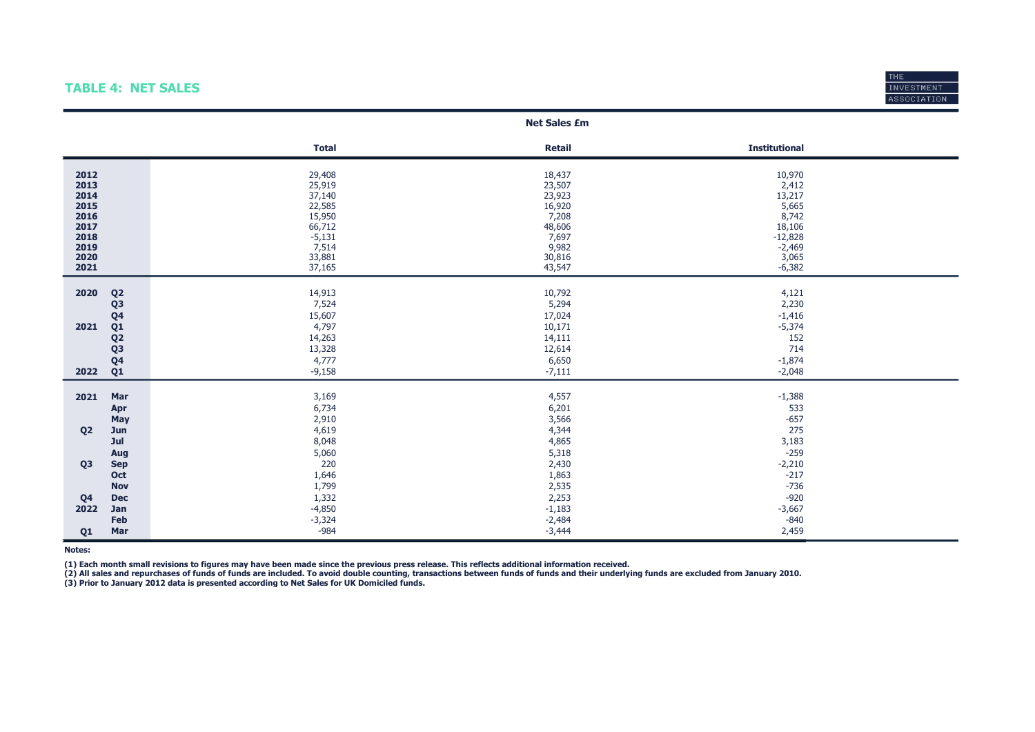## TABLE 4: NET SALES

THE INVESTMENT ASSOCIATION

| | | Net Sales £m | | |
|---|---|---|---|---|
| | | **Total** | **Retail** | **Institutional** |
| **2012** | | 29,408 | 18,437 | 10,970 |
| **2013** | | 25,919 | 23,507 | 2,412 |
| **2014** | | 37,140 | 23,923 | 13,217 |
| **2015** | | 22,585 | 16,920 | 5,665 |
| **2016** | | 15,950 | 7,208 | 8,742 |
| **2017** | | 66,712 | 48,606 | 18,106 |
| **2018** | | -5,131 | 7,697 | -12,828 |
| **2019** | | 7,514 | 9,982 | -2,469 |
| **2020** | | 33,881 | 30,816 | 3,065 |
| **2021** | | 37,165 | 43,547 | -6,382 |
| **2020** | **Q2** | 14,913 | 10,792 | 4,121 |
| | **Q3** | 7,524 | 5,294 | 2,230 |
| | **Q4** | 15,607 | 17,024 | -1,416 |
| **2021** | **Q1** | 4,797 | 10,171 | -5,374 |
| | **Q2** | 14,263 | 14,111 | 152 |
| | **Q3** | 13,328 | 12,614 | 714 |
| | **Q4** | 4,777 | 6,650 | -1,874 |
| **2022** | **Q1** | -9,158 | -7,111 | -2,048 |
| **2021** | **Mar** | 3,169 | 4,557 | -1,388 |
| | **Apr** | 6,734 | 6,201 | 533 |
| | **May** | 2,910 | 3,566 | -657 |
| **Q2** | **Jun** | 4,619 | 4,344 | 275 |
| | **Jul** | 8,048 | 4,865 | 3,183 |
| | **Aug** | 5,060 | 5,318 | -259 |
| **Q3** | **Sep** | 220 | 2,430 | -2,210 |
| | **Oct** | 1,646 | 1,863 | -217 |
| | **Nov** | 1,799 | 2,535 | -736 |
| **Q4** | **Dec** | 1,332 | 2,253 | -920 |
| **2022** | **Jan** | -4,850 | -1,183 | -3,667 |
| | **Feb** | -3,324 | -2,484 | -840 |
| **Q1** | **Mar** | -984 | -3,444 | 2,459 |

**Notes:**

**(1) Each month small revisions to figures may have been made since the previous press release. This reflects additional information received.**
**(2) All sales and repurchases of funds of funds are included. To avoid double counting, transactions between funds of funds and their underlying funds are excluded from January 2010.**
**(3) Prior to January 2012 data is presented according to Net Sales for UK Domiciled funds.**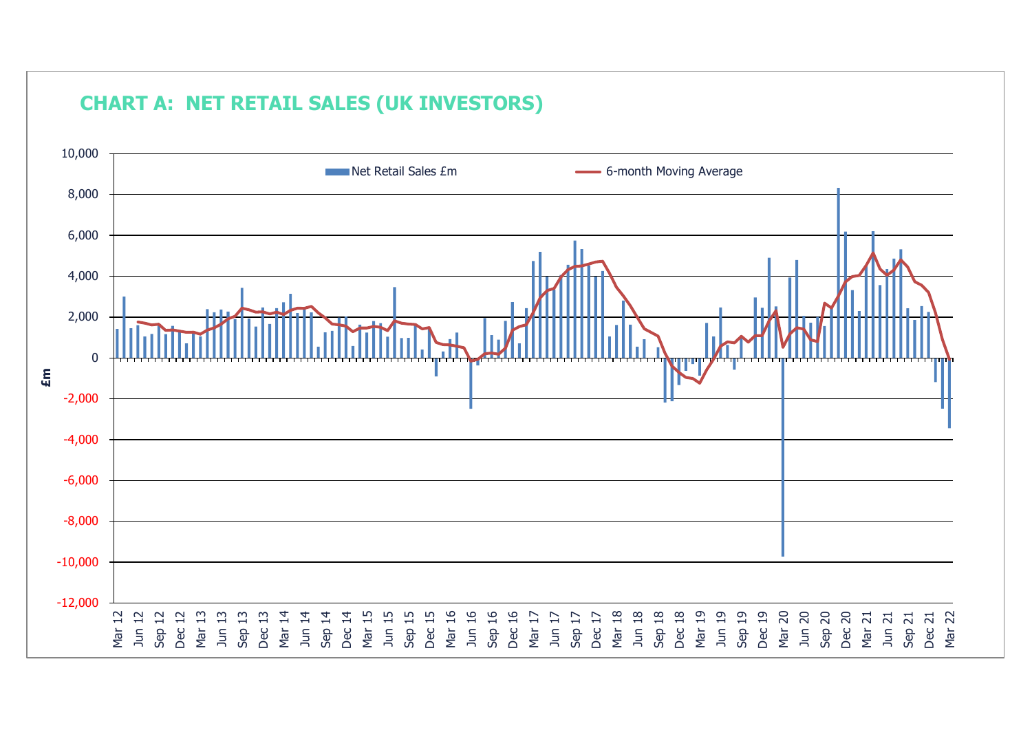## CHART A: NET RETAIL SALES (UK INVESTORS)

Legend: Net Retail Sales £m; 6-month Moving Average

Y-axis: £m (10,000 to -12,000)

X-axis: Mar 12, Jun 12, Sep 12, Dec 12, Mar 13, Jun 13, Sep 13, Dec 13, Mar 14, Jun 14, Sep 14, Dec 14, Mar 15, Jun 15, Sep 15, Dec 15, Mar 16, Jun 16, Sep 16, Dec 16, Mar 17, Jun 17, Sep 17, Dec 17, Mar 18, Jun 18, Sep 18, Dec 18, Mar 19, Jun 19, Sep 19, Dec 19, Mar 20, Jun 20, Sep 20, Dec 20, Mar 21, Jun 21, Sep 21, Dec 21, Mar 22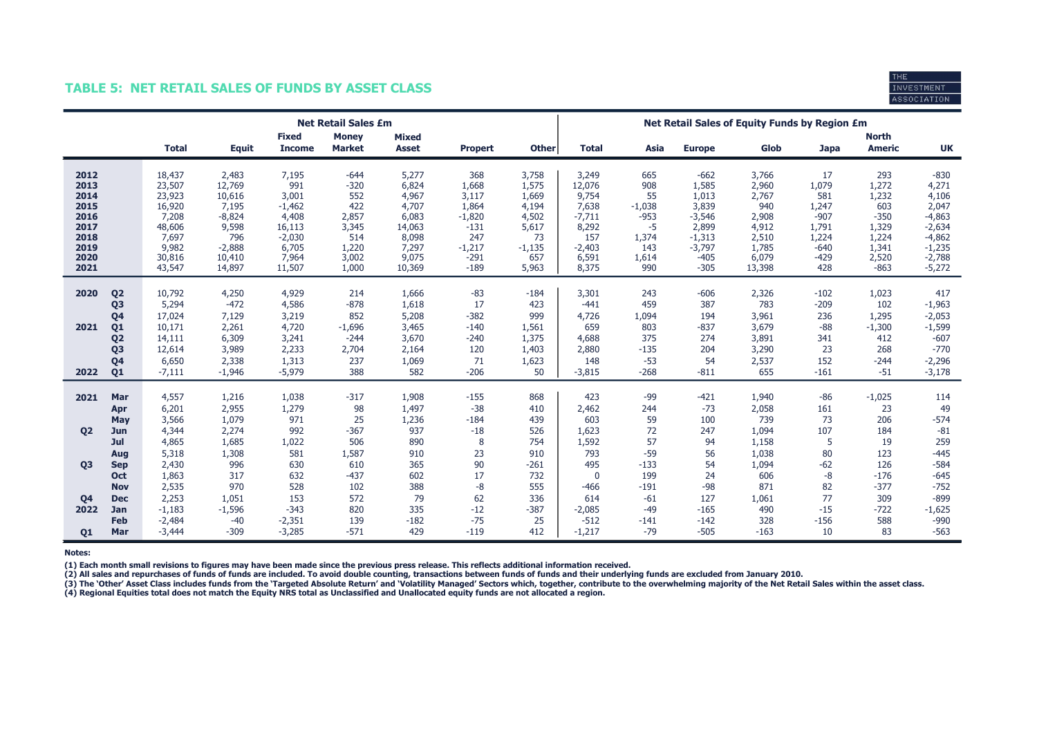## TABLE 5: NET RETAIL SALES OF FUNDS BY ASSET CLASS

THE INVESTMENT ASSOCIATION

| | | Net Retail Sales £m | | | | | | | Net Retail Sales of Equity Funds by Region £m | | | | | | |
|---|---|---|---|---|---|---|---|---|---|---|---|---|---|---|---|
| | | Total | Equit | Fixed Income | Money Market | Mixed Asset | Propert | Other | Total | Asia | Europe | Glob | Japa | North Americ | UK |
| 2012 | | 18,437 | 2,483 | 7,195 | -644 | 5,277 | 368 | 3,758 | 3,249 | 665 | -662 | 3,766 | 17 | 293 | -830 |
| 2013 | | 23,507 | 12,769 | 991 | -320 | 6,824 | 1,668 | 1,575 | 12,076 | 908 | 1,585 | 2,960 | 1,079 | 1,272 | 4,271 |
| 2014 | | 23,923 | 10,616 | 3,001 | 552 | 4,967 | 3,117 | 1,669 | 9,754 | 55 | 1,013 | 2,767 | 581 | 1,232 | 4,106 |
| 2015 | | 16,920 | 7,195 | -1,462 | 422 | 4,707 | 1,864 | 4,194 | 7,638 | -1,038 | 3,839 | 940 | 1,247 | 603 | 2,047 |
| 2016 | | 7,208 | -8,824 | 4,408 | 2,857 | 6,083 | -1,820 | 4,502 | -7,711 | -953 | -3,546 | 2,908 | -907 | -350 | -4,863 |
| 2017 | | 48,606 | 9,598 | 16,113 | 3,345 | 14,063 | -131 | 5,617 | 8,292 | -5 | 2,899 | 4,912 | 1,791 | 1,329 | -2,634 |
| 2018 | | 7,697 | 796 | -2,030 | 514 | 8,098 | 247 | 73 | 157 | 1,374 | -1,313 | 2,510 | 1,224 | 1,224 | -4,862 |
| 2019 | | 9,982 | -2,888 | 6,705 | 1,220 | 7,297 | -1,217 | -1,135 | -2,403 | 143 | -3,797 | 1,785 | -640 | 1,341 | -1,235 |
| 2020 | | 30,816 | 10,410 | 7,964 | 3,002 | 9,075 | -291 | 657 | 6,591 | 1,614 | -405 | 6,079 | -429 | 2,520 | -2,788 |
| 2021 | | 43,547 | 14,897 | 11,507 | 1,000 | 10,369 | -189 | 5,963 | 8,375 | 990 | -305 | 13,398 | 428 | -863 | -5,272 |
| 2020 | Q2 | 10,792 | 4,250 | 4,929 | 214 | 1,666 | -83 | -184 | 3,301 | 243 | -606 | 2,326 | -102 | 1,023 | 417 |
| | Q3 | 5,294 | -472 | 4,586 | -878 | 1,618 | 17 | 423 | -441 | 459 | 387 | 783 | -209 | 102 | -1,963 |
| | Q4 | 17,024 | 7,129 | 3,219 | 852 | 5,208 | -382 | 999 | 4,726 | 1,094 | 194 | 3,961 | 236 | 1,295 | -2,053 |
| 2021 | Q1 | 10,171 | 2,261 | 4,720 | -1,696 | 3,465 | -140 | 1,561 | 659 | 803 | -837 | 3,679 | -88 | -1,300 | -1,599 |
| | Q2 | 14,111 | 6,309 | 3,241 | -244 | 3,670 | -240 | 1,375 | 4,688 | 375 | 274 | 3,891 | 341 | 412 | -607 |
| | Q3 | 12,614 | 3,989 | 2,233 | 2,704 | 2,164 | 120 | 1,403 | 2,880 | -135 | 204 | 3,290 | 23 | 268 | -770 |
| | Q4 | 6,650 | 2,338 | 1,313 | 237 | 1,069 | 71 | 1,623 | 148 | -53 | 54 | 2,537 | 152 | -244 | -2,296 |
| 2022 | Q1 | -7,111 | -1,946 | -5,979 | 388 | 582 | -206 | 50 | -3,815 | -268 | -811 | 655 | -161 | -51 | -3,178 |
| 2021 | Mar | 4,557 | 1,216 | 1,038 | -317 | 1,908 | -155 | 868 | 423 | -99 | -421 | 1,940 | -86 | -1,025 | 114 |
| | Apr | 6,201 | 2,955 | 1,279 | 98 | 1,497 | -38 | 410 | 2,462 | 244 | -73 | 2,058 | 161 | 23 | 49 |
| | May | 3,566 | 1,079 | 971 | 25 | 1,236 | -184 | 439 | 603 | 59 | 100 | 739 | 73 | 206 | -574 |
| Q2 | Jun | 4,344 | 2,274 | 992 | -367 | 937 | -18 | 526 | 1,623 | 72 | 247 | 1,094 | 107 | 184 | -81 |
| | Jul | 4,865 | 1,685 | 1,022 | 506 | 890 | 8 | 754 | 1,592 | 57 | 94 | 1,158 | 5 | 19 | 259 |
| | Aug | 5,318 | 1,308 | 581 | 1,587 | 910 | 23 | 910 | 793 | -59 | 56 | 1,038 | 80 | 123 | -445 |
| Q3 | Sep | 2,430 | 996 | 630 | 610 | 365 | 90 | -261 | 495 | -133 | 54 | 1,094 | -62 | 126 | -584 |
| | Oct | 1,863 | 317 | 632 | -437 | 602 | 17 | 732 | 0 | 199 | 24 | 606 | -8 | -176 | -645 |
| | Nov | 2,535 | 970 | 528 | 102 | 388 | -8 | 555 | -466 | -191 | -98 | 871 | 82 | -377 | -752 |
| Q4 | Dec | 2,253 | 1,051 | 153 | 572 | 79 | 62 | 336 | 614 | -61 | 127 | 1,061 | 77 | 309 | -899 |
| 2022 | Jan | -1,183 | -1,596 | -343 | 820 | 335 | -12 | -387 | -2,085 | -49 | -165 | 490 | -15 | -722 | -1,625 |
| | Feb | -2,484 | -40 | -2,351 | 139 | -182 | -75 | 25 | -512 | -141 | -142 | 328 | -156 | 588 | -990 |
| Q1 | Mar | -3,444 | -309 | -3,285 | -571 | 429 | -119 | 412 | -1,217 | -79 | -505 | -163 | 10 | 83 | -563 |

**Notes:**

**(1) Each month small revisions to figures may have been made since the previous press release. This reflects additional information received.**
**(2) All sales and repurchases of funds of funds are included. To avoid double counting, transactions between funds of funds and their underlying funds are excluded from January 2010.**
**(3) The 'Other' Asset Class includes funds from the 'Targeted Absolute Return' and 'Volatility Managed' Sectors which, together, contribute to the overwhelming majority of the Net Retail Sales within the asset class.**
**(4) Regional Equities total does not match the Equity NRS total as Unclassified and Unallocated equity funds are not allocated a region.**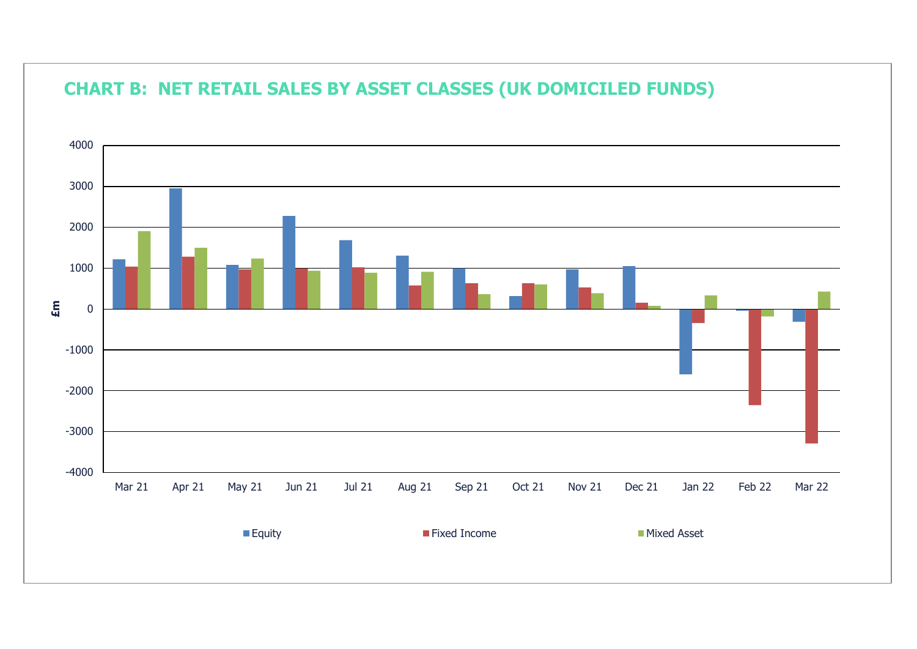## CHART B: NET RETAIL SALES BY ASSET CLASSES (UK DOMICILED FUNDS)

£m

4000
3000
2000
1000
0
-1000
-2000
-3000
-4000

Mar 21 | Apr 21 | May 21 | Jun 21 | Jul 21 | Aug 21 | Sep 21 | Oct 21 | Nov 21 | Dec 21 | Jan 22 | Feb 22 | Mar 22

Equity | Fixed Income | Mixed Asset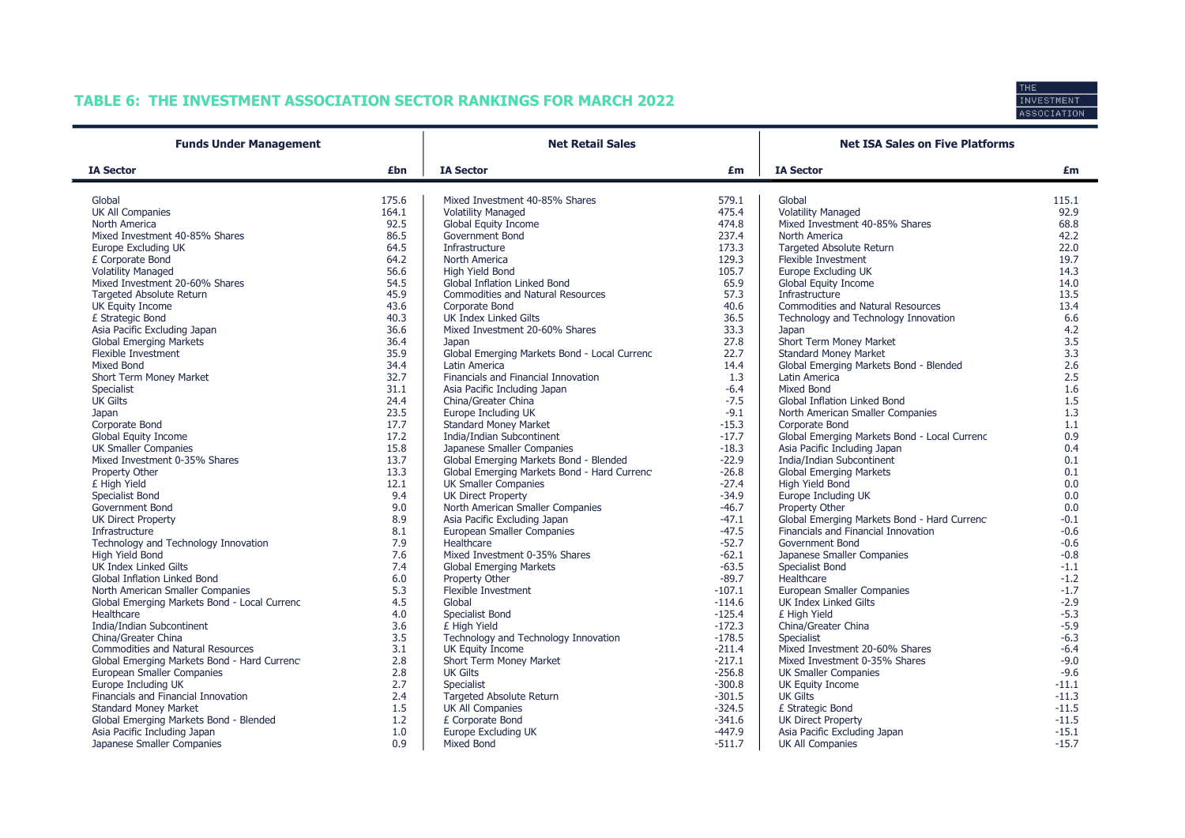## TABLE 6: THE INVESTMENT ASSOCIATION SECTOR RANKINGS FOR MARCH 2022

| Funds Under Management | | Net Retail Sales | | Net ISA Sales on Five Platforms | |
|---|---|---|---|---|---|
| **IA Sector** | **£bn** | **IA Sector** | **£m** | **IA Sector** | **£m** |
| Global | 175.6 | Mixed Investment 40-85% Shares | 579.1 | Global | 115.1 |
| UK All Companies | 164.1 | Volatility Managed | 475.4 | Volatility Managed | 92.9 |
| North America | 92.5 | Global Equity Income | 474.8 | Mixed Investment 40-85% Shares | 68.8 |
| Mixed Investment 40-85% Shares | 86.5 | Government Bond | 237.4 | North America | 42.2 |
| Europe Excluding UK | 64.5 | Infrastructure | 173.3 | Targeted Absolute Return | 22.0 |
| £ Corporate Bond | 64.2 | North America | 129.3 | Flexible Investment | 19.7 |
| Volatility Managed | 56.6 | High Yield Bond | 105.7 | Europe Excluding UK | 14.3 |
| Mixed Investment 20-60% Shares | 54.5 | Global Inflation Linked Bond | 65.9 | Global Equity Income | 14.0 |
| Targeted Absolute Return | 45.9 | Commodities and Natural Resources | 57.3 | Infrastructure | 13.5 |
| UK Equity Income | 43.6 | Corporate Bond | 40.6 | Commodities and Natural Resources | 13.4 |
| £ Strategic Bond | 40.3 | UK Index Linked Gilts | 36.5 | Technology and Technology Innovation | 6.6 |
| Asia Pacific Excluding Japan | 36.6 | Mixed Investment 20-60% Shares | 33.3 | Japan | 4.2 |
| Global Emerging Markets | 36.4 | Japan | 27.8 | Short Term Money Market | 3.5 |
| Flexible Investment | 35.9 | Global Emerging Markets Bond - Local Currenc | 22.7 | Standard Money Market | 3.3 |
| Mixed Bond | 34.4 | Latin America | 14.4 | Global Emerging Markets Bond - Blended | 2.6 |
| Short Term Money Market | 32.7 | Financials and Financial Innovation | 1.3 | Latin America | 2.5 |
| Specialist | 31.1 | Asia Pacific Including Japan | -6.4 | Mixed Bond | 1.6 |
| UK Gilts | 24.4 | China/Greater China | -7.5 | Global Inflation Linked Bond | 1.5 |
| Japan | 23.5 | Europe Including UK | -9.1 | North American Smaller Companies | 1.3 |
| Corporate Bond | 17.7 | Standard Money Market | -15.3 | Corporate Bond | 1.1 |
| Global Equity Income | 17.2 | India/Indian Subcontinent | -17.7 | Global Emerging Markets Bond - Local Currenc | 0.9 |
| UK Smaller Companies | 15.8 | Japanese Smaller Companies | -18.3 | Asia Pacific Including Japan | 0.4 |
| Mixed Investment 0-35% Shares | 13.7 | Global Emerging Markets Bond - Blended | -22.9 | India/Indian Subcontinent | 0.1 |
| Property Other | 13.3 | Global Emerging Markets Bond - Hard Currenc | -26.8 | Global Emerging Markets | 0.1 |
| £ High Yield | 12.1 | UK Smaller Companies | -27.4 | High Yield Bond | 0.0 |
| Specialist Bond | 9.4 | UK Direct Property | -34.9 | Europe Including UK | 0.0 |
| Government Bond | 9.0 | North American Smaller Companies | -46.7 | Property Other | 0.0 |
| UK Direct Property | 8.9 | Asia Pacific Excluding Japan | -47.1 | Global Emerging Markets Bond - Hard Currenc | -0.1 |
| Infrastructure | 8.1 | European Smaller Companies | -47.5 | Financials and Financial Innovation | -0.6 |
| Technology and Technology Innovation | 7.9 | Healthcare | -52.7 | Government Bond | -0.6 |
| High Yield Bond | 7.6 | Mixed Investment 0-35% Shares | -62.1 | Japanese Smaller Companies | -0.8 |
| UK Index Linked Gilts | 7.4 | Global Emerging Markets | -63.5 | Specialist Bond | -1.1 |
| Global Inflation Linked Bond | 6.0 | Property Other | -89.7 | Healthcare | -1.2 |
| North American Smaller Companies | 5.3 | Flexible Investment | -107.1 | European Smaller Companies | -1.7 |
| Global Emerging Markets Bond - Local Currenc | 4.5 | Global | -114.6 | UK Index Linked Gilts | -2.9 |
| Healthcare | 4.0 | Specialist Bond | -125.4 | £ High Yield | -5.3 |
| India/Indian Subcontinent | 3.6 | £ High Yield | -172.3 | China/Greater China | -5.9 |
| China/Greater China | 3.5 | Technology and Technology Innovation | -178.5 | Specialist | -6.3 |
| Commodities and Natural Resources | 3.1 | UK Equity Income | -211.4 | Mixed Investment 20-60% Shares | -6.4 |
| Global Emerging Markets Bond - Hard Currenc | 2.8 | Short Term Money Market | -217.1 | Mixed Investment 0-35% Shares | -9.0 |
| European Smaller Companies | 2.8 | UK Gilts | -256.8 | UK Smaller Companies | -9.6 |
| Europe Including UK | 2.7 | Specialist | -300.8 | UK Equity Income | -11.1 |
| Financials and Financial Innovation | 2.4 | Targeted Absolute Return | -301.5 | UK Gilts | -11.3 |
| Standard Money Market | 1.5 | UK All Companies | -324.5 | £ Strategic Bond | -11.5 |
| Global Emerging Markets Bond - Blended | 1.2 | £ Corporate Bond | -341.6 | UK Direct Property | -11.5 |
| Asia Pacific Including Japan | 1.0 | Europe Excluding UK | -447.9 | Asia Pacific Excluding Japan | -15.1 |
| Japanese Smaller Companies | 0.9 | Mixed Bond | -511.7 | UK All Companies | -15.7 |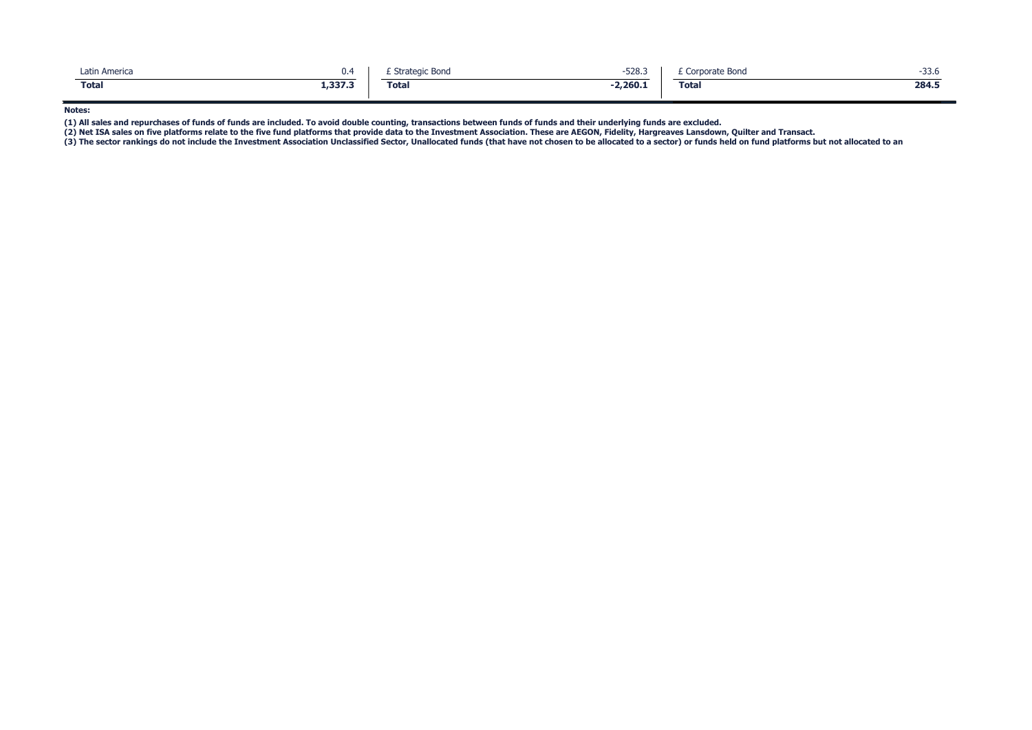| | | | | | |
|---|---|---|---|---|---|
| Latin America | 0.4 | £ Strategic Bond | -528.3 | £ Corporate Bond | -33.6 |
| **Total** | **1,337.3** | **Total** | **-2,260.1** | **Total** | **284.5** |

**Notes:**

**(1) All sales and repurchases of funds of funds are included. To avoid double counting, transactions between funds of funds and their underlying funds are excluded.**

**(2) Net ISA sales on five platforms relate to the five fund platforms that provide data to the Investment Association. These are AEGON, Fidelity, Hargreaves Lansdown, Quilter and Transact.**

**(3) The sector rankings do not include the Investment Association Unclassified Sector, Unallocated funds (that have not chosen to be allocated to a sector) or funds held on fund platforms but not allocated to an**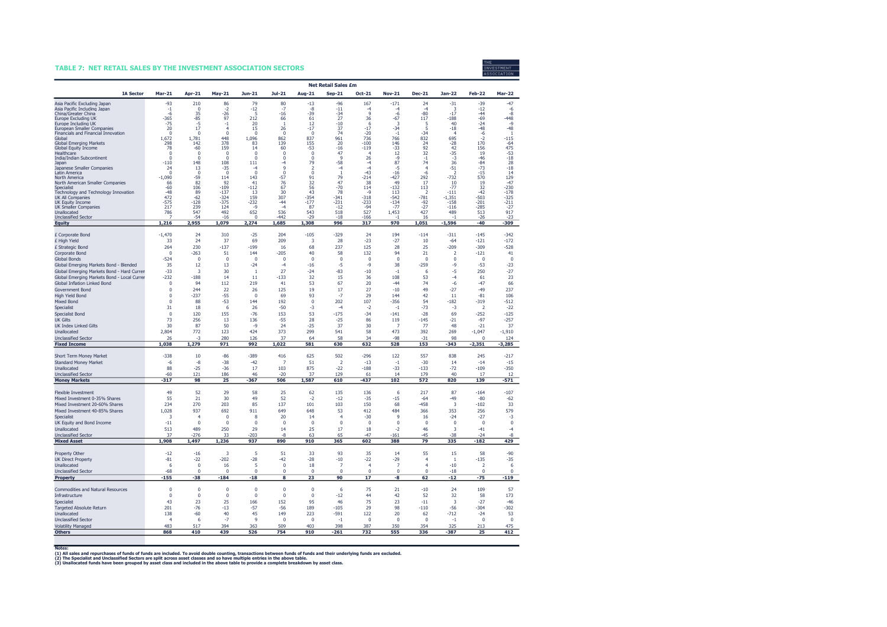## TABLE 7: NET RETAIL SALES BY THE INVESTMENT ASSOCIATION SECTORS

| IA Sector | Net Retail Sales £m | | | | | | | | | | | | |
|---|---|---|---|---|---|---|---|---|---|---|---|---|---|
| | Mar-21 | Apr-21 | May-21 | Jun-21 | Jul-21 | Aug-21 | Sep-21 | Oct-21 | Nov-21 | Dec-21 | Jan-22 | Feb-22 | Mar-22 |
| Asia Pacific Excluding Japan | -93 | 210 | 86 | 79 | 80 | -13 | -96 | 167 | -171 | 24 | -31 | -39 | -47 |
| Asia Pacific Including Japan | -1 | 0 | -2 | -12 | -7 | -8 | -11 | -4 | -4 | -4 | 3 | -12 | -6 |
| China/Greater China | -6 | 35 | -26 | 5 | -16 | -39 | -34 | 9 | -6 | -80 | -17 | -44 | -8 |
| Europe Excluding UK | -365 | -85 | 97 | 212 | 66 | 61 | 27 | 36 | -67 | 117 | -188 | -69 | -448 |
| Europe Including UK | -75 | -5 | -1 | 20 | 1 | 12 | -10 | 6 | 3 | 5 | 40 | -24 | -9 |
| European Smaller Companies | 20 | 17 | 4 | 15 | 26 | -17 | 37 | -17 | -34 | 5 | -18 | -48 | -48 |
| Financials and Financial Innovation | 0 | 0 | 0 | 0 | 0 | 0 | 74 | -20 | -1 | -34 | 4 | -6 | 1 |
| Global | 1,672 | 1,781 | 448 | 1,096 | 862 | 837 | 961 | 736 | 766 | 832 | 695 | -2 | -115 |
| Global Emerging Markets | 298 | 142 | 378 | 83 | 139 | 155 | 20 | -100 | 146 | 24 | -28 | 170 | -64 |
| Global Equity Income | 78 | -60 | 159 | 14 | 60 | -53 | -16 | -119 | -33 | 92 | 42 | 156 | 475 |
| Healthcare | 0 | 0 | 0 | 0 | 0 | 0 | 47 | 4 | 12 | 32 | -35 | 19 | -53 |
| India/Indian Subcontinent | 0 | 0 | 0 | 0 | 0 | 0 | 9 | 26 | -9 | -1 | -3 | -46 | -18 |
| Japan | -110 | 148 | 108 | 111 | -4 | 79 | -58 | -4 | 87 | 74 | 36 | -84 | 28 |
| Japanese Smaller Companies | 24 | 13 | -35 | -4 | 9 | 2 | -4 | -4 | -5 | 4 | -51 | -73 | -18 |
| Latin America | 0 | 0 | 0 | 0 | 0 | 0 | 1 | -43 | -16 | -6 | 2 | -15 | 14 |
| North America | -1,090 | -59 | 114 | 143 | -57 | 91 | 79 | -214 | -427 | 292 | -732 | 570 | 129 |
| North American Smaller Companies | 66 | 82 | 92 | 41 | 76 | 32 | 47 | 38 | 49 | 17 | 10 | 19 | -47 |
| Specialist | -60 | 106 | -109 | -112 | 67 | 56 | -70 | 114 | -132 | 113 | -77 | 32 | -230 |
| Technology and Technology Innovation | -48 | 89 | -137 | 13 | 30 | 43 | 78 | -9 | 113 | 2 | -111 | -42 | -178 |
| UK All Companies | 472 | -62 | -324 | 159 | 307 | -354 | -341 | -318 | -542 | -781 | -1,351 | -503 | -325 |
| UK Equity Income | -575 | -128 | -375 | -232 | -44 | -177 | -231 | -233 | -134 | -92 | -158 | -201 | -211 |
| UK Smaller Companies | 217 | 239 | 124 | -9 | -4 | 87 | -12 | -94 | -77 | -27 | -116 | -285 | -27 |
| Unallocated | 786 | 547 | 492 | 652 | 536 | 543 | 518 | 527 | 1,453 | 427 | 489 | 513 | 917 |
| Unclassified Sector | 7 | -54 | -16 | 0 | -442 | -29 | -18 | -166 | -1 | 16 | -1 | -26 | -23 |
| **Equity** | **1,216** | **2,955** | **1,079** | **2,274** | **1,685** | **1,308** | **996** | **317** | **970** | **1,051** | **-1,596** | **-40** | **-309** |
| £ Corporate Bond | -1,470 | 24 | 310 | -25 | 204 | -105 | -329 | 24 | 194 | -114 | -311 | -145 | -342 |
| £ High Yield | 33 | 24 | 37 | 69 | 209 | 3 | 28 | -23 | -27 | 10 | -64 | -121 | -172 |
| £ Strategic Bond | 264 | 230 | -137 | -199 | 16 | 68 | 237 | 125 | 28 | 25 | -209 | -309 | -528 |
| Corporate Bond | 0 | -263 | 51 | 144 | -205 | 40 | 58 | 132 | 94 | 21 | 2 | -121 | 41 |
| Global Bonds | -524 | 0 | 0 | 0 | 0 | 0 | 0 | 0 | 0 | 0 | 0 | 0 | 0 |
| Global Emerging Markets Bond - Blended | 35 | 12 | 13 | -24 | -4 | -16 | -5 | -9 | 38 | -259 | -9 | -53 | -23 |
| Global Emerging Markets Bond - Hard Curren | -33 | 3 | 30 | 1 | 27 | -24 | -83 | -10 | -1 | 6 | -5 | 250 | -27 |
| Global Emerging Markets Bond - Local Currer | -232 | -188 | 14 | 11 | -133 | 32 | 15 | 36 | 108 | 53 | -4 | 61 | 23 |
| Global Inflation Linked Bond | 0 | 94 | 112 | 219 | 41 | 53 | 67 | 20 | -44 | 74 | -6 | -47 | 66 |
| Government Bond | 0 | 244 | 22 | 26 | 125 | 19 | 17 | 27 | -10 | 49 | -27 | -49 | 237 |
| High Yield Bond | 0 | -237 | -55 | 0 | 69 | 93 | -7 | 29 | 144 | 42 | 11 | -81 | 106 |
| Mixed Bond | 0 | 88 | -53 | 144 | 192 | 0 | 202 | 107 | -356 | 54 | -182 | -319 | -512 |
| Specialist | 31 | 18 | 6 | 26 | -50 | -3 | -4 | -2 | -1 | -73 | -3 | 2 | -22 |
| Specialist Bond | 0 | 120 | 155 | -76 | 153 | 53 | -175 | -34 | -141 | -28 | 69 | -252 | -125 |
| UK Gilts | 73 | 256 | 13 | 136 | -55 | 28 | -25 | 86 | 119 | -145 | -21 | -97 | -257 |
| UK Index Linked Gilts | 30 | 87 | 50 | -9 | 24 | -25 | 37 | 30 | 7 | 77 | 48 | -21 | 37 |
| Unallocated | 2,804 | 772 | 123 | 424 | 373 | 299 | 541 | 58 | 473 | 392 | 269 | -1,047 | -1,910 |
| Unclassified Sector | 26 | -3 | 280 | 126 | 37 | 64 | 58 | 34 | -98 | -31 | 98 | 0 | 124 |
| **Fixed Income** | **1,038** | **1,279** | **971** | **992** | **1,022** | **581** | **630** | **632** | **528** | **153** | **-343** | **-2,351** | **-3,285** |
| Short Term Money Market | -338 | 10 | -86 | -389 | 416 | 625 | 502 | -296 | 122 | 557 | 838 | 245 | -217 |
| Standard Money Market | -6 | -8 | -38 | -42 | 7 | 51 | 2 | -13 | -1 | -30 | 14 | -14 | -15 |
| Unallocated | 88 | -25 | -36 | 17 | 103 | 875 | -22 | -188 | -33 | -133 | -72 | -109 | -350 |
| Unclassified Sector | -60 | 121 | 186 | 46 | -20 | 37 | 129 | 61 | 14 | 179 | 40 | 17 | 12 |
| **Money Markets** | **-317** | **98** | **25** | **-367** | **506** | **1,587** | **610** | **-437** | **102** | **572** | **820** | **139** | **-571** |
| Flexible Investment | 49 | 52 | 29 | 58 | 25 | 62 | 135 | 136 | 6 | 217 | 87 | -164 | -107 |
| Mixed Investment 0-35% Shares | 55 | 21 | 30 | 49 | 52 | -2 | -12 | -35 | -15 | -64 | -49 | -80 | -62 |
| Mixed Investment 20-60% Shares | 234 | 270 | 203 | 85 | 137 | 101 | 103 | 150 | 68 | -458 | 3 | -102 | 33 |
| Mixed Investment 40-85% Shares | 1,028 | 937 | 692 | 911 | 649 | 648 | 53 | 412 | 484 | 366 | 353 | 256 | 579 |
| Specialist | 3 | 4 | 0 | 8 | 20 | 14 | 4 | -30 | 9 | 16 | -24 | -27 | -3 |
| UK Equity and Bond Income | -11 | 0 | 0 | 0 | 0 | 0 | 0 | 0 | 0 | 0 | 0 | 0 | 0 |
| Unallocated | 513 | 489 | 250 | 29 | 14 | 25 | 17 | 18 | -2 | 46 | 3 | -41 | -4 |
| Unclassified Sector | 37 | -276 | 33 | -203 | -8 | 63 | 65 | -47 | -161 | -45 | -38 | -24 | -8 |
| **Mixed Asset** | **1,908** | **1,497** | **1,236** | **937** | **890** | **910** | **365** | **602** | **388** | **79** | **335** | **-182** | **429** |
| Property Other | -12 | -16 | 3 | 5 | 51 | 33 | 93 | 35 | 14 | 55 | 15 | 58 | -90 |
| UK Direct Property | -81 | -22 | -202 | -28 | -42 | -28 | -10 | -22 | -29 | 4 | 1 | -135 | -35 |
| Unallocated | 6 | 0 | 16 | 5 | 0 | 18 | 7 | 4 | 7 | 4 | -10 | 2 | 6 |
| Unclassified Sector | -68 | 0 | 0 | 0 | 0 | 0 | 0 | 0 | 0 | 0 | -18 | 0 | 0 |
| **Property** | **-155** | **-38** | **-184** | **-18** | **8** | **23** | **90** | **17** | **-8** | **62** | **-12** | **-75** | **-119** |
| Commodities and Natural Resources | 0 | 0 | 0 | 0 | 0 | 0 | 6 | 75 | 21 | -10 | 24 | 109 | 57 |
| Infrastructure | 0 | 0 | 0 | 0 | 0 | 0 | -12 | 44 | 42 | 52 | 32 | 58 | 173 |
| Specialist | 43 | 23 | 25 | 166 | 152 | 95 | 46 | 75 | 23 | -11 | 3 | -27 | -46 |
| Targeted Absolute Return | 201 | -76 | -13 | -57 | -56 | 189 | -105 | 29 | 98 | -110 | -56 | -304 | -302 |
| Unallocated | 138 | -60 | 40 | 45 | 149 | 223 | -591 | 122 | 20 | 62 | -712 | -24 | 53 |
| Unclassified Sector | 4 | 6 | -7 | 9 | 0 | 0 | -1 | 0 | 0 | 0 | -1 | 0 | 0 |
| Volatility Managed | 483 | 517 | 394 | 363 | 509 | 403 | 398 | 387 | 350 | 354 | 325 | 213 | 475 |
| **Others** | **868** | **410** | **439** | **526** | **754** | **910** | **-261** | **732** | **555** | **336** | **-387** | **25** | **412** |

**Notes:**
**(1) All sales and repurchases of funds of funds are included. To avoid double counting, transactions between funds of funds and their underlying funds are excluded.**
**(2) The Specialist and Unclassified Sectors are split across asset classes and so have multiple entries in the above table.**
**(3) Unallocated funds have been grouped by asset class and included in the above table to provide a complete breakdown by asset class.**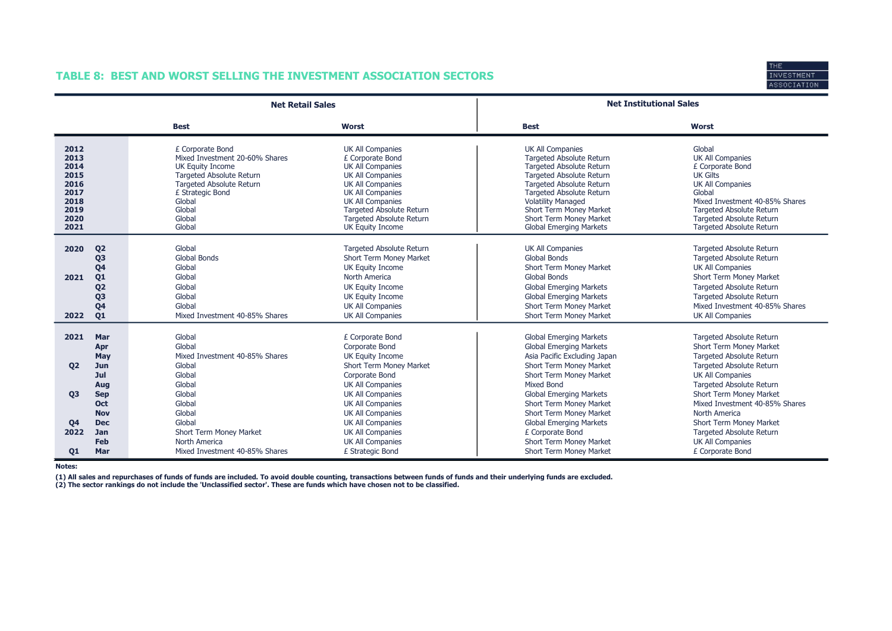## TABLE 8: BEST AND WORST SELLING THE INVESTMENT ASSOCIATION SECTORS

| | | Net Retail Sales | | Net Institutional Sales | |
|---|---|---|---|---|---|
| | | **Best** | **Worst** | **Best** | **Worst** |
| **2012** | | £ Corporate Bond | UK All Companies | UK All Companies | Global |
| **2013** | | Mixed Investment 20-60% Shares | £ Corporate Bond | Targeted Absolute Return | UK All Companies |
| **2014** | | UK Equity Income | UK All Companies | Targeted Absolute Return | £ Corporate Bond |
| **2015** | | Targeted Absolute Return | UK All Companies | Targeted Absolute Return | UK Gilts |
| **2016** | | Targeted Absolute Return | UK All Companies | Targeted Absolute Return | UK All Companies |
| **2017** | | £ Strategic Bond | UK All Companies | Targeted Absolute Return | Global |
| **2018** | | Global | UK All Companies | Volatility Managed | Mixed Investment 40-85% Shares |
| **2019** | | Global | Targeted Absolute Return | Short Term Money Market | Targeted Absolute Return |
| **2020** | | Global | Targeted Absolute Return | Short Term Money Market | Targeted Absolute Return |
| **2021** | | Global | UK Equity Income | Global Emerging Markets | Targeted Absolute Return |
| **2020** | **Q2** | Global | Targeted Absolute Return | UK All Companies | Targeted Absolute Return |
| | **Q3** | Global Bonds | Short Term Money Market | Global Bonds | Targeted Absolute Return |
| | **Q4** | Global | UK Equity Income | Short Term Money Market | UK All Companies |
| **2021** | **Q1** | Global | North America | Global Bonds | Short Term Money Market |
| | **Q2** | Global | UK Equity Income | Global Emerging Markets | Targeted Absolute Return |
| | **Q3** | Global | UK Equity Income | Global Emerging Markets | Targeted Absolute Return |
| | **Q4** | Global | UK All Companies | Short Term Money Market | Mixed Investment 40-85% Shares |
| **2022** | **Q1** | Mixed Investment 40-85% Shares | UK All Companies | Short Term Money Market | UK All Companies |
| **2021** | **Mar** | Global | £ Corporate Bond | Global Emerging Markets | Targeted Absolute Return |
| | **Apr** | Global | Corporate Bond | Global Emerging Markets | Short Term Money Market |
| | **May** | Mixed Investment 40-85% Shares | UK Equity Income | Asia Pacific Excluding Japan | Targeted Absolute Return |
| **Q2** | **Jun** | Global | Short Term Money Market | Short Term Money Market | Targeted Absolute Return |
| | **Jul** | Global | Corporate Bond | Short Term Money Market | UK All Companies |
| | **Aug** | Global | UK All Companies | Mixed Bond | Targeted Absolute Return |
| **Q3** | **Sep** | Global | UK All Companies | Global Emerging Markets | Short Term Money Market |
| | **Oct** | Global | UK All Companies | Short Term Money Market | Mixed Investment 40-85% Shares |
| | **Nov** | Global | UK All Companies | Short Term Money Market | North America |
| **Q4** | **Dec** | Global | UK All Companies | Global Emerging Markets | Short Term Money Market |
| **2022** | **Jan** | Short Term Money Market | UK All Companies | £ Corporate Bond | Targeted Absolute Return |
| | **Feb** | North America | UK All Companies | Short Term Money Market | UK All Companies |
| **Q1** | **Mar** | Mixed Investment 40-85% Shares | £ Strategic Bond | Short Term Money Market | £ Corporate Bond |

**Notes:**

**(1) All sales and repurchases of funds of funds are included. To avoid double counting, transactions between funds of funds and their underlying funds are excluded.**
**(2) The sector rankings do not include the 'Unclassified sector'. These are funds which have chosen not to be classified.**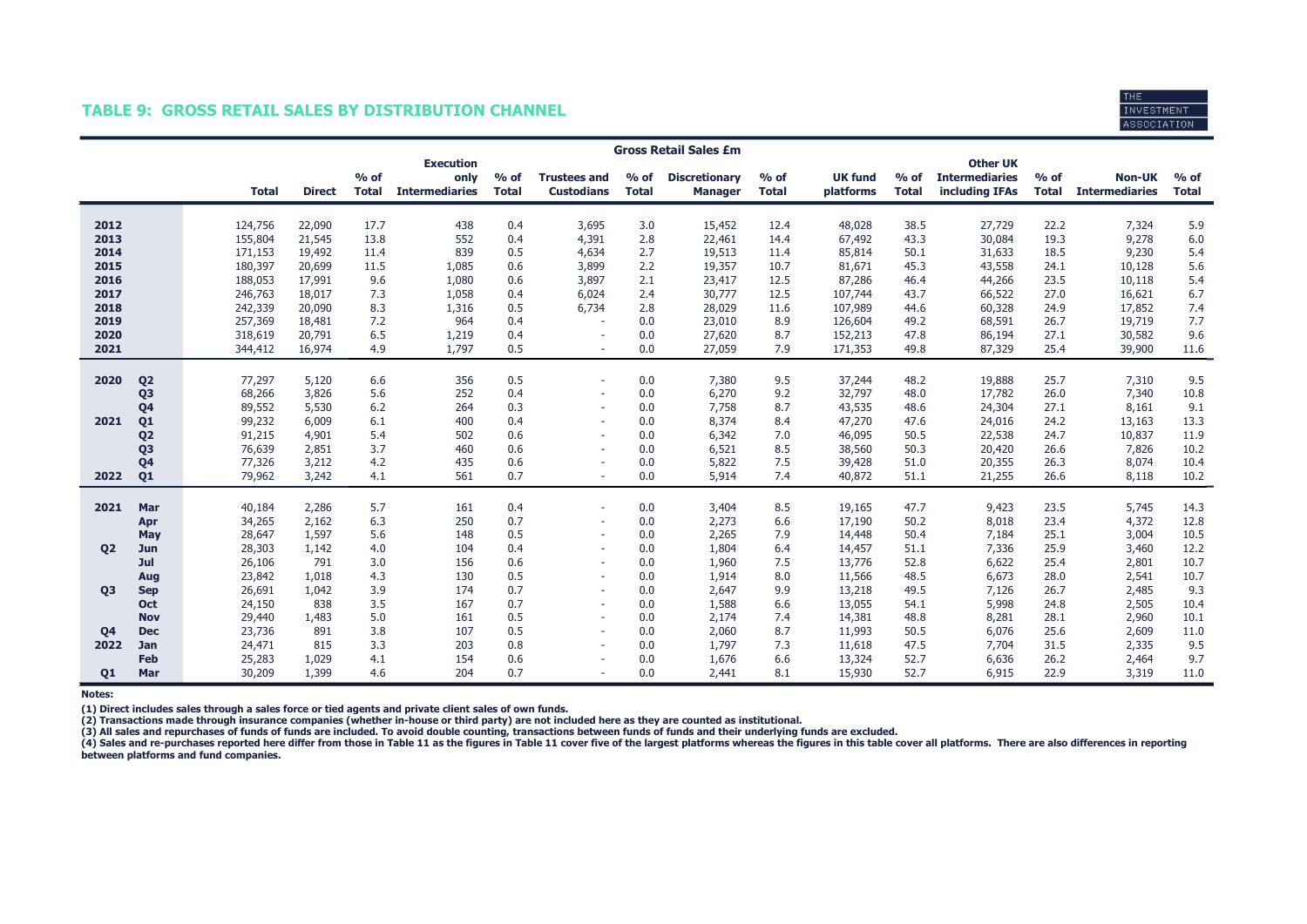## TABLE 9: GROSS RETAIL SALES BY DISTRIBUTION CHANNEL

THE INVESTMENT ASSOCIATION

| | | Gross Retail Sales £m | | | | | | | | | | | | | | | |
|---|---|---|---|---|---|---|---|---|---|---|---|---|---|---|---|---|---|
| | | Total | Direct | % of Total | Execution only Intermediaries | % of Total | Trustees and Custodians | % of Total | Discretionary Manager | % of Total | UK fund platforms | % of Total | Other UK Intermediaries including IFAs | % of Total | Non-UK Intermediaries | % of Total |
| 2012 | | 124,756 | 22,090 | 17.7 | 438 | 0.4 | 3,695 | 3.0 | 15,452 | 12.4 | 48,028 | 38.5 | 27,729 | 22.2 | 7,324 | 5.9 |
| 2013 | | 155,804 | 21,545 | 13.8 | 552 | 0.4 | 4,391 | 2.8 | 22,461 | 14.4 | 67,492 | 43.3 | 30,084 | 19.3 | 9,278 | 6.0 |
| 2014 | | 171,153 | 19,492 | 11.4 | 839 | 0.5 | 4,634 | 2.7 | 19,513 | 11.4 | 85,814 | 50.1 | 31,633 | 18.5 | 9,230 | 5.4 |
| 2015 | | 180,397 | 20,699 | 11.5 | 1,085 | 0.6 | 3,899 | 2.2 | 19,357 | 10.7 | 81,671 | 45.3 | 43,558 | 24.1 | 10,128 | 5.6 |
| 2016 | | 188,053 | 17,991 | 9.6 | 1,080 | 0.6 | 3,897 | 2.1 | 23,417 | 12.5 | 87,286 | 46.4 | 44,266 | 23.5 | 10,118 | 5.4 |
| 2017 | | 246,763 | 18,017 | 7.3 | 1,058 | 0.4 | 6,024 | 2.4 | 30,777 | 12.5 | 107,744 | 43.7 | 66,522 | 27.0 | 16,621 | 6.7 |
| 2018 | | 242,339 | 20,090 | 8.3 | 1,316 | 0.5 | 6,734 | 2.8 | 28,029 | 11.6 | 107,989 | 44.6 | 60,328 | 24.9 | 17,852 | 7.4 |
| 2019 | | 257,369 | 18,481 | 7.2 | 964 | 0.4 | - | 0.0 | 23,010 | 8.9 | 126,604 | 49.2 | 68,591 | 26.7 | 19,719 | 7.7 |
| 2020 | | 318,619 | 20,791 | 6.5 | 1,219 | 0.4 | - | 0.0 | 27,620 | 8.7 | 152,213 | 47.8 | 86,194 | 27.1 | 30,582 | 9.6 |
| 2021 | | 344,412 | 16,974 | 4.9 | 1,797 | 0.5 | - | 0.0 | 27,059 | 7.9 | 171,353 | 49.8 | 87,329 | 25.4 | 39,900 | 11.6 |
| 2020 | Q2 | 77,297 | 5,120 | 6.6 | 356 | 0.5 | - | 0.0 | 7,380 | 9.5 | 37,244 | 48.2 | 19,888 | 25.7 | 7,310 | 9.5 |
| | Q3 | 68,266 | 3,826 | 5.6 | 252 | 0.4 | - | 0.0 | 6,270 | 9.2 | 32,797 | 48.0 | 17,782 | 26.0 | 7,340 | 10.8 |
| | Q4 | 89,552 | 5,530 | 6.2 | 264 | 0.3 | - | 0.0 | 7,758 | 8.7 | 43,535 | 48.6 | 24,304 | 27.1 | 8,161 | 9.1 |
| 2021 | Q1 | 99,232 | 6,009 | 6.1 | 400 | 0.4 | - | 0.0 | 8,374 | 8.4 | 47,270 | 47.6 | 24,016 | 24.2 | 13,163 | 13.3 |
| | Q2 | 91,215 | 4,901 | 5.4 | 502 | 0.6 | - | 0.0 | 6,342 | 7.0 | 46,095 | 50.5 | 22,538 | 24.7 | 10,837 | 11.9 |
| | Q3 | 76,639 | 2,851 | 3.7 | 460 | 0.6 | - | 0.0 | 6,521 | 8.5 | 38,560 | 50.3 | 20,420 | 26.6 | 7,826 | 10.2 |
| | Q4 | 77,326 | 3,212 | 4.2 | 435 | 0.6 | - | 0.0 | 5,822 | 7.5 | 39,428 | 51.0 | 20,355 | 26.3 | 8,074 | 10.4 |
| 2022 | Q1 | 79,962 | 3,242 | 4.1 | 561 | 0.7 | - | 0.0 | 5,914 | 7.4 | 40,872 | 51.1 | 21,255 | 26.6 | 8,118 | 10.2 |
| 2021 | Mar | 40,184 | 2,286 | 5.7 | 161 | 0.4 | - | 0.0 | 3,404 | 8.5 | 19,165 | 47.7 | 9,423 | 23.5 | 5,745 | 14.3 |
| | Apr | 34,265 | 2,162 | 6.3 | 250 | 0.7 | - | 0.0 | 2,273 | 6.6 | 17,190 | 50.2 | 8,018 | 23.4 | 4,372 | 12.8 |
| | May | 28,647 | 1,597 | 5.6 | 148 | 0.5 | - | 0.0 | 2,265 | 7.9 | 14,448 | 50.4 | 7,184 | 25.1 | 3,004 | 10.5 |
| Q2 | Jun | 28,303 | 1,142 | 4.0 | 104 | 0.4 | - | 0.0 | 1,804 | 6.4 | 14,457 | 51.1 | 7,336 | 25.9 | 3,460 | 12.2 |
| | Jul | 26,106 | 791 | 3.0 | 156 | 0.6 | - | 0.0 | 1,960 | 7.5 | 13,776 | 52.8 | 6,622 | 25.4 | 2,801 | 10.7 |
| | Aug | 23,842 | 1,018 | 4.3 | 130 | 0.5 | - | 0.0 | 1,914 | 8.0 | 11,566 | 48.5 | 6,673 | 28.0 | 2,541 | 10.7 |
| Q3 | Sep | 26,691 | 1,042 | 3.9 | 174 | 0.7 | - | 0.0 | 2,647 | 9.9 | 13,218 | 49.5 | 7,126 | 26.7 | 2,485 | 9.3 |
| | Oct | 24,150 | 838 | 3.5 | 167 | 0.7 | - | 0.0 | 1,588 | 6.6 | 13,055 | 54.1 | 5,998 | 24.8 | 2,505 | 10.4 |
| | Nov | 29,440 | 1,483 | 5.0 | 161 | 0.5 | - | 0.0 | 2,174 | 7.4 | 14,381 | 48.8 | 8,281 | 28.1 | 2,960 | 10.1 |
| Q4 | Dec | 23,736 | 891 | 3.8 | 107 | 0.5 | - | 0.0 | 2,060 | 8.7 | 11,993 | 50.5 | 6,076 | 25.6 | 2,609 | 11.0 |
| 2022 | Jan | 24,471 | 815 | 3.3 | 203 | 0.8 | - | 0.0 | 1,797 | 7.3 | 11,618 | 47.5 | 7,704 | 31.5 | 2,335 | 9.5 |
| | Feb | 25,283 | 1,029 | 4.1 | 154 | 0.6 | - | 0.0 | 1,676 | 6.6 | 13,324 | 52.7 | 6,636 | 26.2 | 2,464 | 9.7 |
| Q1 | Mar | 30,209 | 1,399 | 4.6 | 204 | 0.7 | - | 0.0 | 2,441 | 8.1 | 15,930 | 52.7 | 6,915 | 22.9 | 3,319 | 11.0 |

**Notes:**

**(1) Direct includes sales through a sales force or tied agents and private client sales of own funds.**
**(2) Transactions made through insurance companies (whether in-house or third party) are not included here as they are counted as institutional.**
**(3) All sales and repurchases of funds of funds are included. To avoid double counting, transactions between funds of funds and their underlying funds are excluded.**
**(4) Sales and re-purchases reported here differ from those in Table 11 as the figures in Table 11 cover five of the largest platforms whereas the figures in this table cover all platforms. There are also differences in reporting between platforms and fund companies.**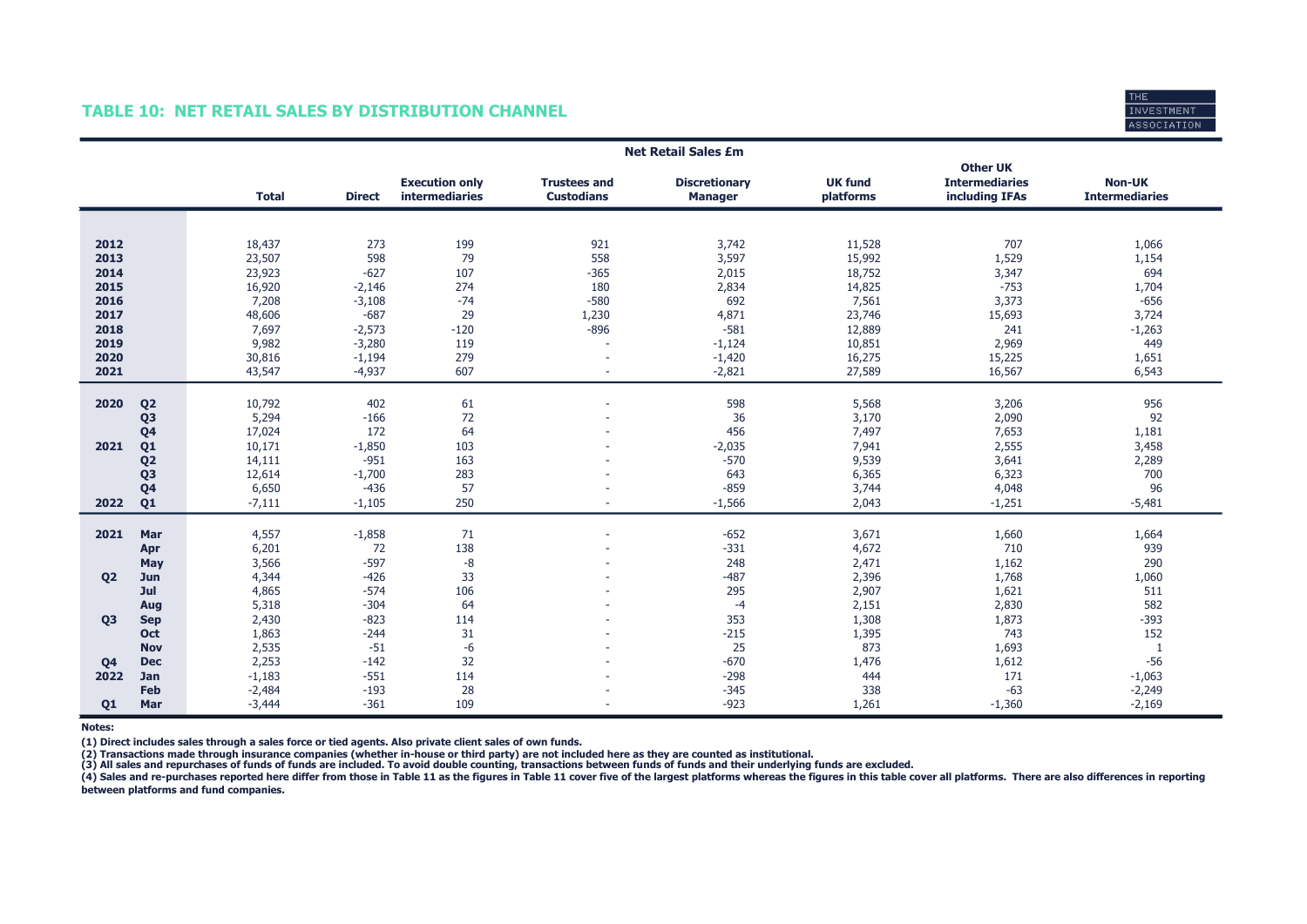## TABLE 10: NET RETAIL SALES BY DISTRIBUTION CHANNEL

| | | Net Retail Sales £m | | | | | | | |
|---|---|---|---|---|---|---|---|---|---|
| | | Total | Direct | Execution only intermediaries | Trustees and Custodians | Discretionary Manager | UK fund platforms | Other UK Intermediaries including IFAs | Non-UK Intermediaries |
| **2012** | | 18,437 | 273 | 199 | 921 | 3,742 | 11,528 | 707 | 1,066 |
| **2013** | | 23,507 | 598 | 79 | 558 | 3,597 | 15,992 | 1,529 | 1,154 |
| **2014** | | 23,923 | -627 | 107 | -365 | 2,015 | 18,752 | 3,347 | 694 |
| **2015** | | 16,920 | -2,146 | 274 | 180 | 2,834 | 14,825 | -753 | 1,704 |
| **2016** | | 7,208 | -3,108 | -74 | -580 | 692 | 7,561 | 3,373 | -656 |
| **2017** | | 48,606 | -687 | 29 | 1,230 | 4,871 | 23,746 | 15,693 | 3,724 |
| **2018** | | 7,697 | -2,573 | -120 | -896 | -581 | 12,889 | 241 | -1,263 |
| **2019** | | 9,982 | -3,280 | 119 | - | -1,124 | 10,851 | 2,969 | 449 |
| **2020** | | 30,816 | -1,194 | 279 | - | -1,420 | 16,275 | 15,225 | 1,651 |
| **2021** | | 43,547 | -4,937 | 607 | - | -2,821 | 27,589 | 16,567 | 6,543 |
| **2020** | **Q2** | 10,792 | 402 | 61 | - | 598 | 5,568 | 3,206 | 956 |
| | **Q3** | 5,294 | -166 | 72 | - | 36 | 3,170 | 2,090 | 92 |
| | **Q4** | 17,024 | 172 | 64 | - | 456 | 7,497 | 7,653 | 1,181 |
| **2021** | **Q1** | 10,171 | -1,850 | 103 | - | -2,035 | 7,941 | 2,555 | 3,458 |
| | **Q2** | 14,111 | -951 | 163 | - | -570 | 9,539 | 3,641 | 2,289 |
| | **Q3** | 12,614 | -1,700 | 283 | - | 643 | 6,365 | 6,323 | 700 |
| | **Q4** | 6,650 | -436 | 57 | - | -859 | 3,744 | 4,048 | 96 |
| **2022** | **Q1** | -7,111 | -1,105 | 250 | - | -1,566 | 2,043 | -1,251 | -5,481 |
| **2021** | **Mar** | 4,557 | -1,858 | 71 | - | -652 | 3,671 | 1,660 | 1,664 |
| | **Apr** | 6,201 | 72 | 138 | - | -331 | 4,672 | 710 | 939 |
| | **May** | 3,566 | -597 | -8 | - | 248 | 2,471 | 1,162 | 290 |
| **Q2** | **Jun** | 4,344 | -426 | 33 | - | -487 | 2,396 | 1,768 | 1,060 |
| | **Jul** | 4,865 | -574 | 106 | - | 295 | 2,907 | 1,621 | 511 |
| | **Aug** | 5,318 | -304 | 64 | - | -4 | 2,151 | 2,830 | 582 |
| **Q3** | **Sep** | 2,430 | -823 | 114 | - | 353 | 1,308 | 1,873 | -393 |
| | **Oct** | 1,863 | -244 | 31 | - | -215 | 1,395 | 743 | 152 |
| | **Nov** | 2,535 | -51 | -6 | - | 25 | 873 | 1,693 | 1 |
| **Q4** | **Dec** | 2,253 | -142 | 32 | - | -670 | 1,476 | 1,612 | -56 |
| **2022** | **Jan** | -1,183 | -551 | 114 | - | -298 | 444 | 171 | -1,063 |
| | **Feb** | -2,484 | -193 | 28 | - | -345 | 338 | -63 | -2,249 |
| **Q1** | **Mar** | -3,444 | -361 | 109 | - | -923 | 1,261 | -1,360 | -2,169 |

**Notes:**

**(1) Direct includes sales through a sales force or tied agents. Also private client sales of own funds.**
**(2) Transactions made through insurance companies (whether in-house or third party) are not included here as they are counted as institutional.**
**(3) All sales and repurchases of funds of funds are included. To avoid double counting, transactions between funds of funds and their underlying funds are excluded.**
**(4) Sales and re-purchases reported here differ from those in Table 11 as the figures in Table 11 cover five of the largest platforms whereas the figures in this table cover all platforms. There are also differences in reporting between platforms and fund companies.**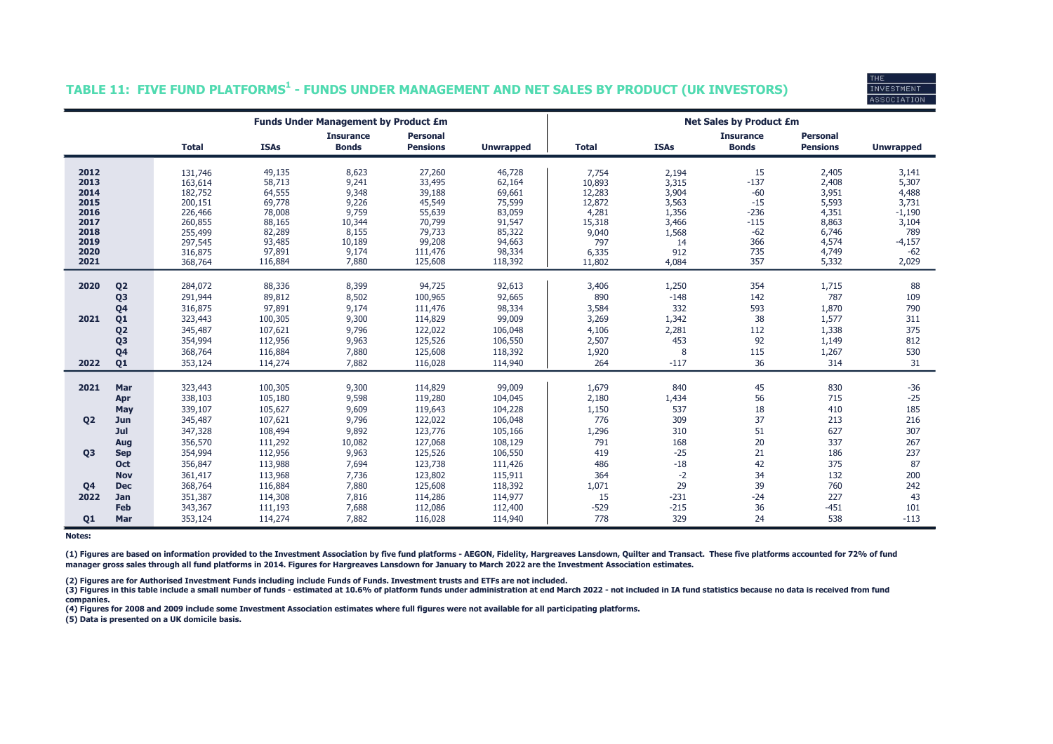## TABLE 11: FIVE FUND PLATFORMS[1] - FUNDS UNDER MANAGEMENT AND NET SALES BY PRODUCT (UK INVESTORS)

| | | Funds Under Management by Product £m | | | | | Net Sales by Product £m | | | | |
|---|---|---|---|---|---|---|---|---|---|---|---|
| | | Total | ISAs | Insurance Bonds | Personal Pensions | Unwrapped | Total | ISAs | Insurance Bonds | Personal Pensions | Unwrapped |
| 2012 | | 131,746 | 49,135 | 8,623 | 27,260 | 46,728 | 7,754 | 2,194 | 15 | 2,405 | 3,141 |
| 2013 | | 163,614 | 58,713 | 9,241 | 33,495 | 62,164 | 10,893 | 3,315 | -137 | 2,408 | 5,307 |
| 2014 | | 182,752 | 64,555 | 9,348 | 39,188 | 69,661 | 12,283 | 3,904 | -60 | 3,951 | 4,488 |
| 2015 | | 200,151 | 69,778 | 9,226 | 45,549 | 75,599 | 12,872 | 3,563 | -15 | 5,593 | 3,731 |
| 2016 | | 226,466 | 78,008 | 9,759 | 55,639 | 83,059 | 4,281 | 1,356 | -236 | 4,351 | -1,190 |
| 2017 | | 260,855 | 88,165 | 10,344 | 70,799 | 91,547 | 15,318 | 3,466 | -115 | 8,863 | 3,104 |
| 2018 | | 255,499 | 82,289 | 8,155 | 79,733 | 85,322 | 9,040 | 1,568 | -62 | 6,746 | 789 |
| 2019 | | 297,545 | 93,485 | 10,189 | 99,208 | 94,663 | 797 | 14 | 366 | 4,574 | -4,157 |
| 2020 | | 316,875 | 97,891 | 9,174 | 111,476 | 98,334 | 6,335 | 912 | 735 | 4,749 | -62 |
| 2021 | | 368,764 | 116,884 | 7,880 | 125,608 | 118,392 | 11,802 | 4,084 | 357 | 5,332 | 2,029 |
| 2020 | Q2 | 284,072 | 88,336 | 8,399 | 94,725 | 92,613 | 3,406 | 1,250 | 354 | 1,715 | 88 |
| | Q3 | 291,944 | 89,812 | 8,502 | 100,965 | 92,665 | 890 | -148 | 142 | 787 | 109 |
| | Q4 | 316,875 | 97,891 | 9,174 | 111,476 | 98,334 | 3,584 | 332 | 593 | 1,870 | 790 |
| 2021 | Q1 | 323,443 | 100,305 | 9,300 | 114,829 | 99,009 | 3,269 | 1,342 | 38 | 1,577 | 311 |
| | Q2 | 345,487 | 107,621 | 9,796 | 122,022 | 106,048 | 4,106 | 2,281 | 112 | 1,338 | 375 |
| | Q3 | 354,994 | 112,956 | 9,963 | 125,526 | 106,550 | 2,507 | 453 | 92 | 1,149 | 812 |
| | Q4 | 368,764 | 116,884 | 7,880 | 125,608 | 118,392 | 1,920 | 8 | 115 | 1,267 | 530 |
| 2022 | Q1 | 353,124 | 114,274 | 7,882 | 116,028 | 114,940 | 264 | -117 | 36 | 314 | 31 |
| 2021 | Mar | 323,443 | 100,305 | 9,300 | 114,829 | 99,009 | 1,679 | 840 | 45 | 830 | -36 |
| | Apr | 338,103 | 105,180 | 9,598 | 119,280 | 104,045 | 2,180 | 1,434 | 56 | 715 | -25 |
| | May | 339,107 | 105,627 | 9,609 | 119,643 | 104,228 | 1,150 | 537 | 18 | 410 | 185 |
| Q2 | Jun | 345,487 | 107,621 | 9,796 | 122,022 | 106,048 | 776 | 309 | 37 | 213 | 216 |
| | Jul | 347,328 | 108,494 | 9,892 | 123,776 | 105,166 | 1,296 | 310 | 51 | 627 | 307 |
| | Aug | 356,570 | 111,292 | 10,082 | 127,068 | 108,129 | 791 | 168 | 20 | 337 | 267 |
| Q3 | Sep | 354,994 | 112,956 | 9,963 | 125,526 | 106,550 | 419 | -25 | 21 | 186 | 237 |
| | Oct | 356,847 | 113,988 | 7,694 | 123,738 | 111,426 | 486 | -18 | 42 | 375 | 87 |
| | Nov | 361,417 | 113,968 | 7,736 | 123,802 | 115,911 | 364 | -2 | 34 | 132 | 200 |
| Q4 | Dec | 368,764 | 116,884 | 7,880 | 125,608 | 118,392 | 1,071 | 29 | 39 | 760 | 242 |
| 2022 | Jan | 351,387 | 114,308 | 7,816 | 114,286 | 114,977 | 15 | -231 | -24 | 227 | 43 |
| | Feb | 343,367 | 111,193 | 7,688 | 112,086 | 112,400 | -529 | -215 | 36 | -451 | 101 |
| Q1 | Mar | 353,124 | 114,274 | 7,882 | 116,028 | 114,940 | 778 | 329 | 24 | 538 | -113 |

**Notes:**

**(1) Figures are based on information provided to the Investment Association by five fund platforms - AEGON, Fidelity, Hargreaves Lansdown, Quilter and Transact. These five platforms accounted for 72% of fund manager gross sales through all fund platforms in 2014. Figures for Hargreaves Lansdown for January to March 2022 are the Investment Association estimates.**

**(2) Figures are for Authorised Investment Funds including include Funds of Funds. Investment trusts and ETFs are not included.**

**(3) Figures in this table include a small number of funds - estimated at 10.6% of platform funds under administration at end March 2022 - not included in IA fund statistics because no data is received from fund companies.**

**(4) Figures for 2008 and 2009 include some Investment Association estimates where full figures were not available for all participating platforms.**

**(5) Data is presented on a UK domicile basis.**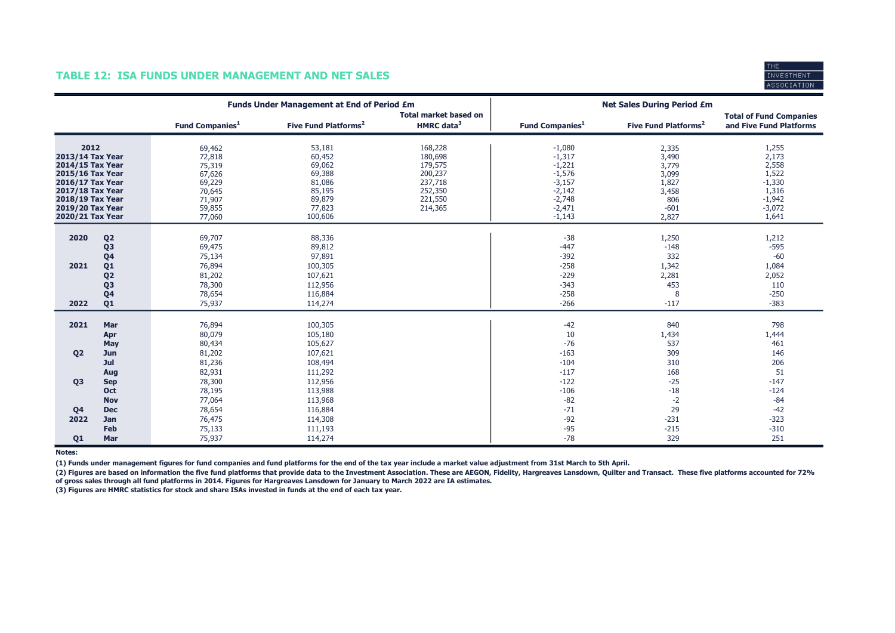## TABLE 12: ISA FUNDS UNDER MANAGEMENT AND NET SALES

| | | Funds Under Management at End of Period £m | | | Net Sales During Period £m | | |
|---|---|---|---|---|---|---|---|
| | | Fund Companies[1] | Five Fund Platforms[2] | Total market based on HMRC data[3] | Fund Companies[1] | Five Fund Platforms[2] | Total of Fund Companies and Five Fund Platforms |
| **2012** | | 69,462 | 53,181 | 168,228 | -1,080 | 2,335 | 1,255 |
| **2013/14 Tax Year** | | 72,818 | 60,452 | 180,698 | -1,317 | 3,490 | 2,173 |
| **2014/15 Tax Year** | | 75,319 | 69,062 | 179,575 | -1,221 | 3,779 | 2,558 |
| **2015/16 Tax Year** | | 67,626 | 69,388 | 200,237 | -1,576 | 3,099 | 1,522 |
| **2016/17 Tax Year** | | 69,229 | 81,086 | 237,718 | -3,157 | 1,827 | -1,330 |
| **2017/18 Tax Year** | | 70,645 | 85,195 | 252,350 | -2,142 | 3,458 | 1,316 |
| **2018/19 Tax Year** | | 71,907 | 89,879 | 221,550 | -2,748 | 806 | -1,942 |
| **2019/20 Tax Year** | | 59,855 | 77,823 | 214,365 | -2,471 | -601 | -3,072 |
| **2020/21 Tax Year** | | 77,060 | 100,606 | | -1,143 | 2,827 | 1,641 |
| **2020** | **Q2** | 69,707 | 88,336 | | -38 | 1,250 | 1,212 |
| | **Q3** | 69,475 | 89,812 | | -447 | -148 | -595 |
| | **Q4** | 75,134 | 97,891 | | -392 | 332 | -60 |
| **2021** | **Q1** | 76,894 | 100,305 | | -258 | 1,342 | 1,084 |
| | **Q2** | 81,202 | 107,621 | | -229 | 2,281 | 2,052 |
| | **Q3** | 78,300 | 112,956 | | -343 | 453 | 110 |
| | **Q4** | 78,654 | 116,884 | | -258 | 8 | -250 |
| **2022** | **Q1** | 75,937 | 114,274 | | -266 | -117 | -383 |
| **2021** | **Mar** | 76,894 | 100,305 | | -42 | 840 | 798 |
| | **Apr** | 80,079 | 105,180 | | 10 | 1,434 | 1,444 |
| | **May** | 80,434 | 105,627 | | -76 | 537 | 461 |
| **Q2** | **Jun** | 81,202 | 107,621 | | -163 | 309 | 146 |
| | **Jul** | 81,236 | 108,494 | | -104 | 310 | 206 |
| | **Aug** | 82,931 | 111,292 | | -117 | 168 | 51 |
| **Q3** | **Sep** | 78,300 | 112,956 | | -122 | -25 | -147 |
| | **Oct** | 78,195 | 113,988 | | -106 | -18 | -124 |
| | **Nov** | 77,064 | 113,968 | | -82 | -2 | -84 |
| **Q4** | **Dec** | 78,654 | 116,884 | | -71 | 29 | -42 |
| **2022** | **Jan** | 76,475 | 114,308 | | -92 | -231 | -323 |
| | **Feb** | 75,133 | 111,193 | | -95 | -215 | -310 |
| **Q1** | **Mar** | 75,937 | 114,274 | | -78 | 329 | 251 |

**Notes:**

**(1) Funds under management figures for fund companies and fund platforms for the end of the tax year include a market value adjustment from 31st March to 5th April.**

**(2) Figures are based on information the five fund platforms that provide data to the Investment Association. These are AEGON, Fidelity, Hargreaves Lansdown, Quilter and Transact. These five platforms accounted for 72% of gross sales through all fund platforms in 2014. Figures for Hargreaves Lansdown for January to March 2022 are IA estimates.**

**(3) Figures are HMRC statistics for stock and share ISAs invested in funds at the end of each tax year.**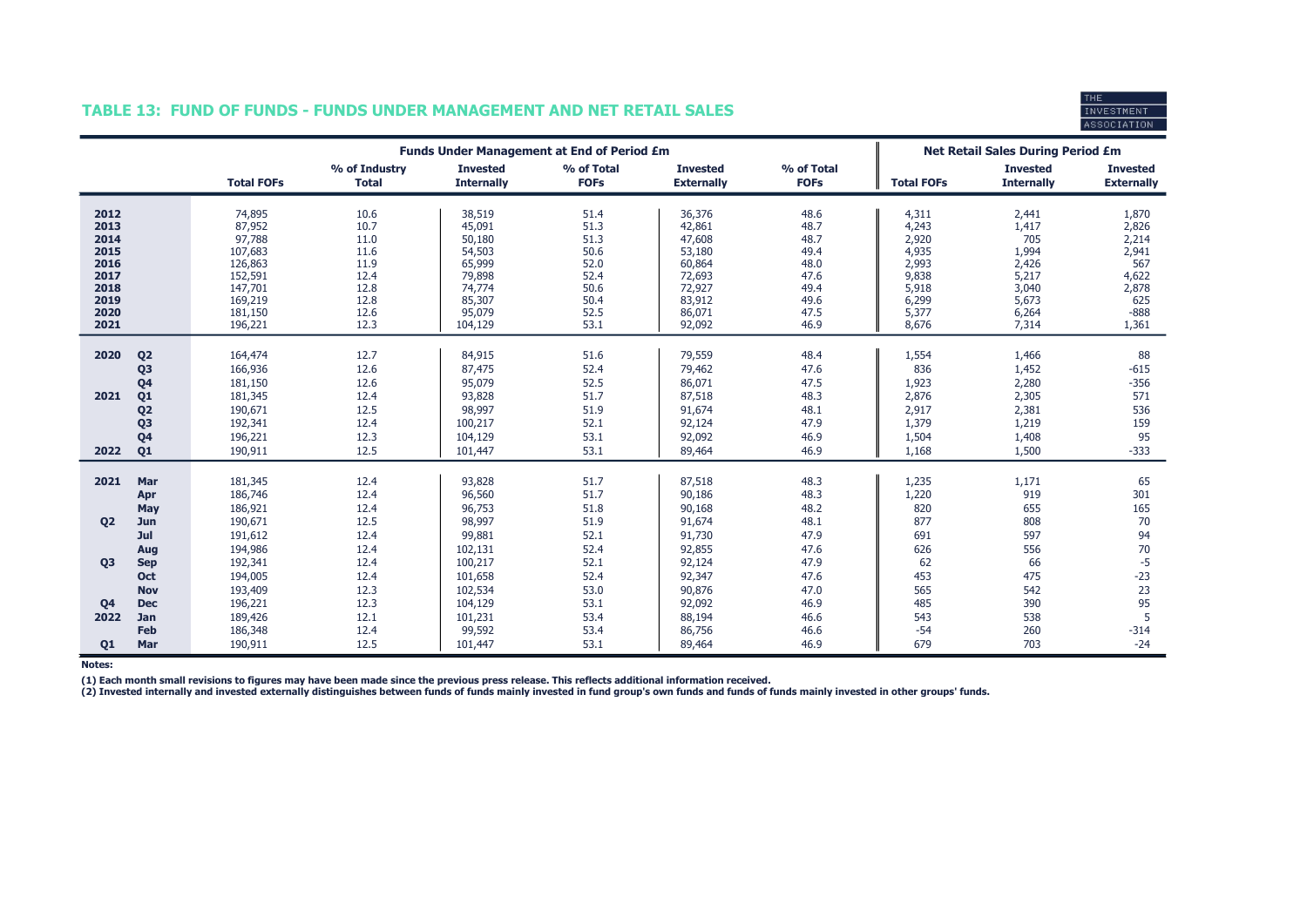## TABLE 13: FUND OF FUNDS - FUNDS UNDER MANAGEMENT AND NET RETAIL SALES

| | | Funds Under Management at End of Period £m | | | | | | Net Retail Sales During Period £m | | |
|---|---|---|---|---|---|---|---|---|---|---|
| | | **Total FOFs** | **% of Industry Total** | **Invested Internally** | **% of Total FOFs** | **Invested Externally** | **% of Total FOFs** | **Total FOFs** | **Invested Internally** | **Invested Externally** |
| **2012** | | 74,895 | 10.6 | 38,519 | 51.4 | 36,376 | 48.6 | 4,311 | 2,441 | 1,870 |
| **2013** | | 87,952 | 10.7 | 45,091 | 51.3 | 42,861 | 48.7 | 4,243 | 1,417 | 2,826 |
| **2014** | | 97,788 | 11.0 | 50,180 | 51.3 | 47,608 | 48.7 | 2,920 | 705 | 2,214 |
| **2015** | | 107,683 | 11.6 | 54,503 | 50.6 | 53,180 | 49.4 | 4,935 | 1,994 | 2,941 |
| **2016** | | 126,863 | 11.9 | 65,999 | 52.0 | 60,864 | 48.0 | 2,993 | 2,426 | 567 |
| **2017** | | 152,591 | 12.4 | 79,898 | 52.4 | 72,693 | 47.6 | 9,838 | 5,217 | 4,622 |
| **2018** | | 147,701 | 12.8 | 74,774 | 50.6 | 72,927 | 49.4 | 5,918 | 3,040 | 2,878 |
| **2019** | | 169,219 | 12.8 | 85,307 | 50.4 | 83,912 | 49.6 | 6,299 | 5,673 | 625 |
| **2020** | | 181,150 | 12.6 | 95,079 | 52.5 | 86,071 | 47.5 | 5,377 | 6,264 | -888 |
| **2021** | | 196,221 | 12.3 | 104,129 | 53.1 | 92,092 | 46.9 | 8,676 | 7,314 | 1,361 |
| **2020** | **Q2** | 164,474 | 12.7 | 84,915 | 51.6 | 79,559 | 48.4 | 1,554 | 1,466 | 88 |
| | **Q3** | 166,936 | 12.6 | 87,475 | 52.4 | 79,462 | 47.6 | 836 | 1,452 | -615 |
| | **Q4** | 181,150 | 12.6 | 95,079 | 52.5 | 86,071 | 47.5 | 1,923 | 2,280 | -356 |
| **2021** | **Q1** | 181,345 | 12.4 | 93,828 | 51.7 | 87,518 | 48.3 | 2,876 | 2,305 | 571 |
| | **Q2** | 190,671 | 12.5 | 98,997 | 51.9 | 91,674 | 48.1 | 2,917 | 2,381 | 536 |
| | **Q3** | 192,341 | 12.4 | 100,217 | 52.1 | 92,124 | 47.9 | 1,379 | 1,219 | 159 |
| | **Q4** | 196,221 | 12.3 | 104,129 | 53.1 | 92,092 | 46.9 | 1,504 | 1,408 | 95 |
| **2022** | **Q1** | 190,911 | 12.5 | 101,447 | 53.1 | 89,464 | 46.9 | 1,168 | 1,500 | -333 |
| **2021** | **Mar** | 181,345 | 12.4 | 93,828 | 51.7 | 87,518 | 48.3 | 1,235 | 1,171 | 65 |
| | **Apr** | 186,746 | 12.4 | 96,560 | 51.7 | 90,186 | 48.3 | 1,220 | 919 | 301 |
| | **May** | 186,921 | 12.4 | 96,753 | 51.8 | 90,168 | 48.2 | 820 | 655 | 165 |
| **Q2** | **Jun** | 190,671 | 12.5 | 98,997 | 51.9 | 91,674 | 48.1 | 877 | 808 | 70 |
| | **Jul** | 191,612 | 12.4 | 99,881 | 52.1 | 91,730 | 47.9 | 691 | 597 | 94 |
| | **Aug** | 194,986 | 12.4 | 102,131 | 52.4 | 92,855 | 47.6 | 626 | 556 | 70 |
| **Q3** | **Sep** | 192,341 | 12.4 | 100,217 | 52.1 | 92,124 | 47.9 | 62 | 66 | -5 |
| | **Oct** | 194,005 | 12.4 | 101,658 | 52.4 | 92,347 | 47.6 | 453 | 475 | -23 |
| | **Nov** | 193,409 | 12.3 | 102,534 | 53.0 | 90,876 | 47.0 | 565 | 542 | 23 |
| **Q4** | **Dec** | 196,221 | 12.3 | 104,129 | 53.1 | 92,092 | 46.9 | 485 | 390 | 95 |
| **2022** | **Jan** | 189,426 | 12.1 | 101,231 | 53.4 | 88,194 | 46.6 | 543 | 538 | 5 |
| | **Feb** | 186,348 | 12.4 | 99,592 | 53.4 | 86,756 | 46.6 | -54 | 260 | -314 |
| **Q1** | **Mar** | 190,911 | 12.5 | 101,447 | 53.1 | 89,464 | 46.9 | 679 | 703 | -24 |

**Notes:**

**(1) Each month small revisions to figures may have been made since the previous press release. This reflects additional information received.**

**(2) Invested internally and invested externally distinguishes between funds of funds mainly invested in fund group's own funds and funds of funds mainly invested in other groups' funds.**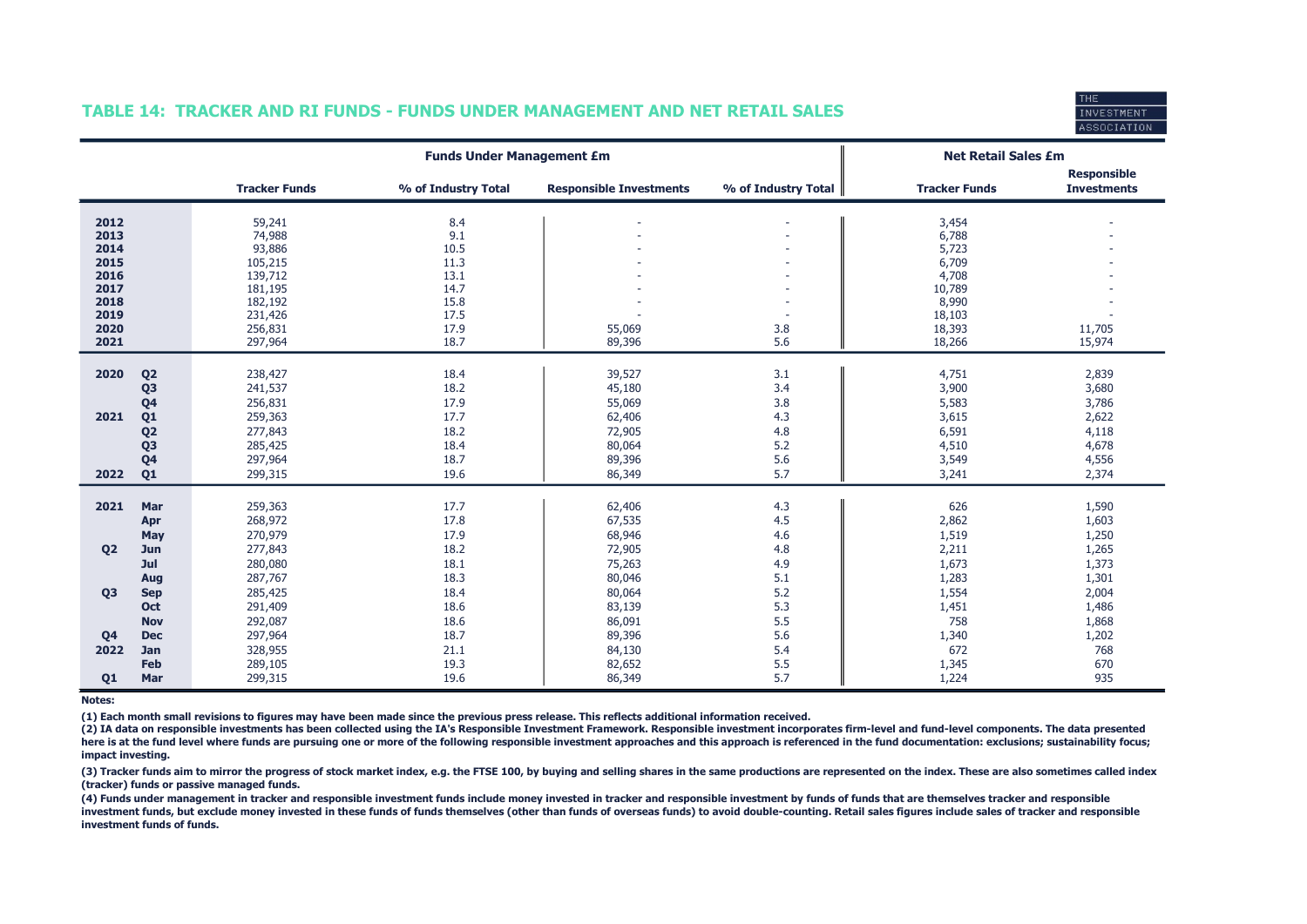## TABLE 14: TRACKER AND RI FUNDS - FUNDS UNDER MANAGEMENT AND NET RETAIL SALES

| | | Funds Under Management £m | | | | Net Retail Sales £m | |
|---|---|---|---|---|---|---|---|
| | | Tracker Funds | % of Industry Total | Responsible Investments | % of Industry Total | Tracker Funds | Responsible Investments |
| 2012 | | 59,241 | 8.4 | - | - | 3,454 | - |
| 2013 | | 74,988 | 9.1 | - | - | 6,788 | - |
| 2014 | | 93,886 | 10.5 | - | - | 5,723 | - |
| 2015 | | 105,215 | 11.3 | - | - | 6,709 | - |
| 2016 | | 139,712 | 13.1 | - | - | 4,708 | - |
| 2017 | | 181,195 | 14.7 | - | - | 10,789 | - |
| 2018 | | 182,192 | 15.8 | - | - | 8,990 | - |
| 2019 | | 231,426 | 17.5 | - | - | 18,103 | - |
| 2020 | | 256,831 | 17.9 | 55,069 | 3.8 | 18,393 | 11,705 |
| 2021 | | 297,964 | 18.7 | 89,396 | 5.6 | 18,266 | 15,974 |
| 2020 | Q2 | 238,427 | 18.4 | 39,527 | 3.1 | 4,751 | 2,839 |
| | Q3 | 241,537 | 18.2 | 45,180 | 3.4 | 3,900 | 3,680 |
| | Q4 | 256,831 | 17.9 | 55,069 | 3.8 | 5,583 | 3,786 |
| 2021 | Q1 | 259,363 | 17.7 | 62,406 | 4.3 | 3,615 | 2,622 |
| | Q2 | 277,843 | 18.2 | 72,905 | 4.8 | 6,591 | 4,118 |
| | Q3 | 285,425 | 18.4 | 80,064 | 5.2 | 4,510 | 4,678 |
| | Q4 | 297,964 | 18.7 | 89,396 | 5.6 | 3,549 | 4,556 |
| 2022 | Q1 | 299,315 | 19.6 | 86,349 | 5.7 | 3,241 | 2,374 |
| 2021 | Mar | 259,363 | 17.7 | 62,406 | 4.3 | 626 | 1,590 |
| | Apr | 268,972 | 17.8 | 67,535 | 4.5 | 2,862 | 1,603 |
| | May | 270,979 | 17.9 | 68,946 | 4.6 | 1,519 | 1,250 |
| Q2 | Jun | 277,843 | 18.2 | 72,905 | 4.8 | 2,211 | 1,265 |
| | Jul | 280,080 | 18.1 | 75,263 | 4.9 | 1,673 | 1,373 |
| | Aug | 287,767 | 18.3 | 80,046 | 5.1 | 1,283 | 1,301 |
| Q3 | Sep | 285,425 | 18.4 | 80,064 | 5.2 | 1,554 | 2,004 |
| | Oct | 291,409 | 18.6 | 83,139 | 5.3 | 1,451 | 1,486 |
| | Nov | 292,087 | 18.6 | 86,091 | 5.5 | 758 | 1,868 |
| Q4 | Dec | 297,964 | 18.7 | 89,396 | 5.6 | 1,340 | 1,202 |
| 2022 | Jan | 328,955 | 21.1 | 84,130 | 5.4 | 672 | 768 |
| | Feb | 289,105 | 19.3 | 82,652 | 5.5 | 1,345 | 670 |
| Q1 | Mar | 299,315 | 19.6 | 86,349 | 5.7 | 1,224 | 935 |

**Notes:**

**(1) Each month small revisions to figures may have been made since the previous press release. This reflects additional information received.**

**(2) IA data on responsible investments has been collected using the IA's Responsible Investment Framework. Responsible investment incorporates firm-level and fund-level components. The data presented here is at the fund level where funds are pursuing one or more of the following responsible investment approaches and this approach is referenced in the fund documentation: exclusions; sustainability focus; impact investing.**

**(3) Tracker funds aim to mirror the progress of stock market index, e.g. the FTSE 100, by buying and selling shares in the same productions are represented on the index. These are also sometimes called index (tracker) funds or passive managed funds.**

**(4) Funds under management in tracker and responsible investment funds include money invested in tracker and responsible investment by funds of funds that are themselves tracker and responsible investment funds, but exclude money invested in these funds of funds themselves (other than funds of overseas funds) to avoid double-counting. Retail sales figures include sales of tracker and responsible investment funds of funds.**